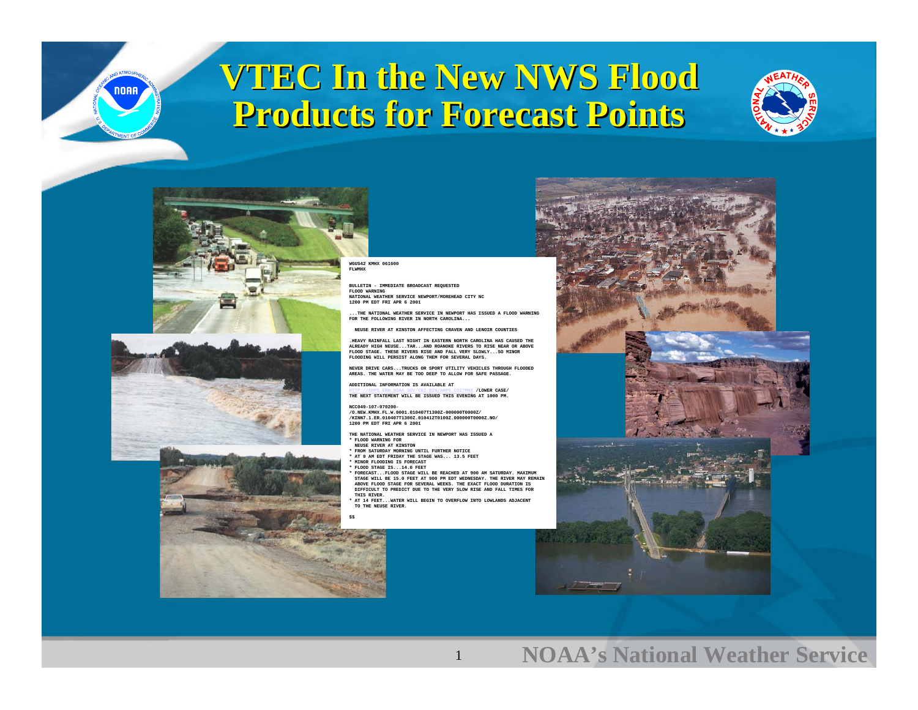# VTEC In the New NWS Flood Products for Forecast Points

```
WGUS42 KMHX 061600
FLWMHX

BULLETIN - IMMEDIATE BROADCAST REQUESTED
FLOOD WARNING
NATIONAL WEATHER SERVICE NEWPORT/MOREHEAD CITY NC
1200 PM EDT FRI APR 6 2001

...THE NATIONAL WEATHER SERVICE IN NEWPORT HAS ISSUED A FLOOD WARNING
FOR THE FOLLOWING RIVER IN NORTH CAROLINA...

  NEUSE RIVER AT KINSTON AFFECTING CRAVEN AND LENOIR COUNTIES

.HEAVY RAINFALL LAST NIGHT IN EASTERN NORTH CAROLINA HAS CAUSED THE
ALREADY HIGH NEUSE...TAR...AND ROANOKE RIVERS TO RISE NEAR OR ABOVE
FLOOD STAGE. THESE RIVERS RISE AND FALL VERY SLOWLY...SO MINOR
FLOODING WILL PERSIST ALONG THEM FOR SEVERAL DAYS.

NEVER DRIVE CARS...TRUCKS OR SPORT UTILITY VEHICLES THROUGH FLOODED
AREAS. THE WATER MAY BE TOO DEEP TO ALLOW FOR SAFE PASSAGE.

ADDITIONAL INFORMATION IS AVAILABLE AT
HTTP://AHPS.ERH.NOAA.GOV/CGI-BIN/AHPS.CGI?MHX /LOWER CASE/
THE NEXT STATEMENT WILL BE ISSUED THIS EVENING AT 1000 PM.

NCC049-107-070200-
/O.NEW.KMHX.FL.W.0001.010407T1300Z-000000T0000Z/
/KINN7.1.ER.010407T1300Z.010412T0100Z.000000T0000Z.NO/
1200 PM EDT FRI APR 6 2001

THE NATIONAL WEATHER SERVICE IN NEWPORT HAS ISSUED A
* FLOOD WARNING FOR
  NEUSE RIVER AT KINSTON
* FROM SATURDAY MORNING UNTIL FURTHER NOTICE
* AT 9 AM EDT FRIDAY THE STAGE WAS... 13.5 FEET
* MINOR FLOODING IS FORECAST
* FLOOD STAGE IS...14.0 FEET
* FORECAST...FLOOD STAGE WILL BE REACHED AT 900 AM SATURDAY. MAXIMUM
  STAGE WILL BE 15.0 FEET AT 900 PM EDT WEDNESDAY. THE RIVER MAY REMAIN
  ABOVE FLOOD STAGE FOR SEVERAL WEEKS. THE EXACT FLOOD DURATION IS
  DIFFICULT TO PREDICT DUE TO THE VERY SLOW RISE AND FALL TIMES FOR
  THIS RIVER.
* AT 14 FEET...WATER WILL BEGIN TO OVERFLOW INTO LOWLANDS ADJACENT
  TO THE NEUSE RIVER.

$$
```

NOAA's National Weather Service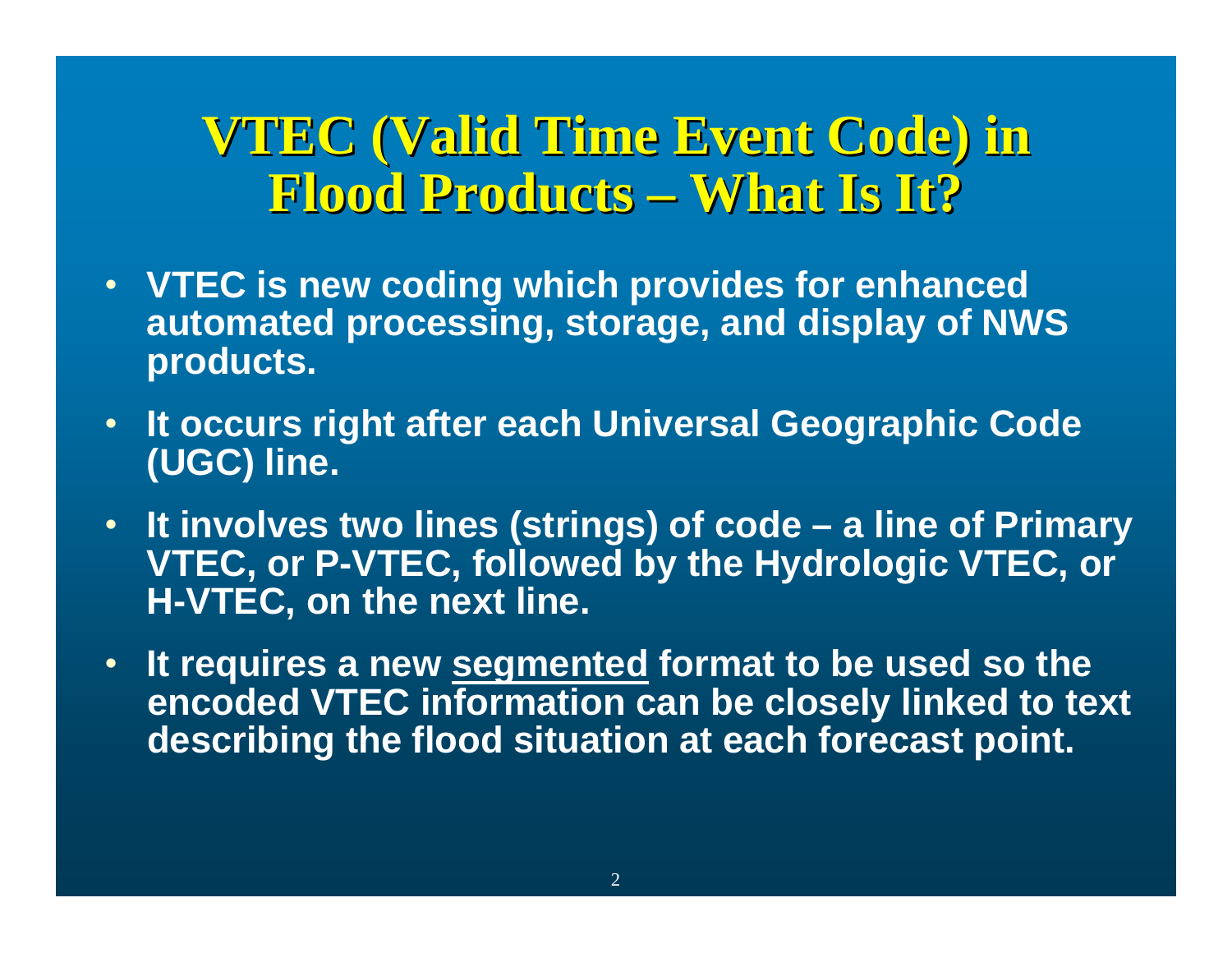# VTEC (Valid Time Event Code) in Flood Products – What Is It?

- **VTEC is new coding which provides for enhanced automated processing, storage, and display of NWS products.**
- **It occurs right after each Universal Geographic Code (UGC) line.**
- **It involves two lines (strings) of code – a line of Primary VTEC, or P-VTEC, followed by the Hydrologic VTEC, or H-VTEC, on the next line.**
- **It requires a new <u>segmented</u> format to be used so the encoded VTEC information can be closely linked to text describing the flood situation at each forecast point.**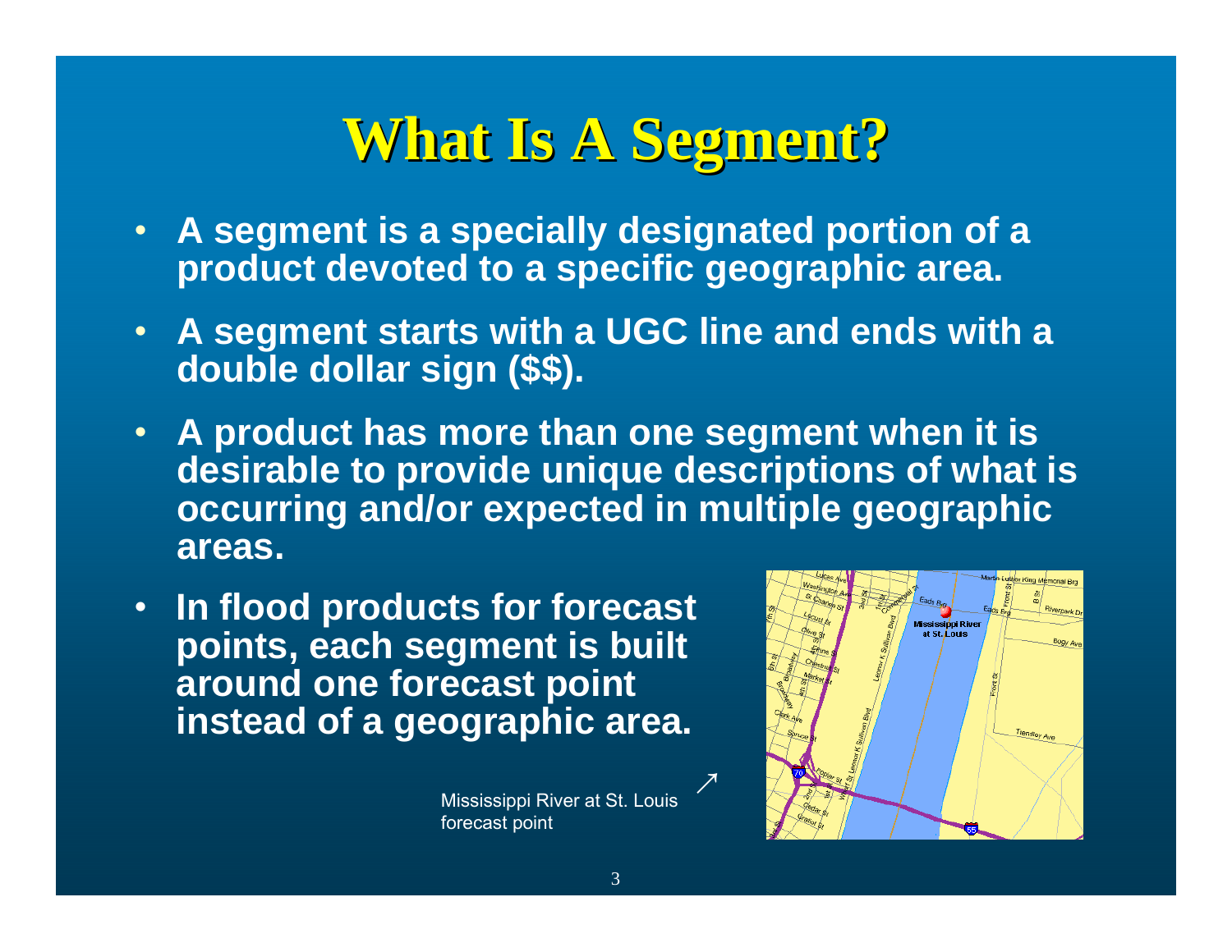# What Is A Segment?

- A segment is a specially designated portion of a product devoted to a specific geographic area.
- A segment starts with a UGC line and ends with a double dollar sign ($$).
- A product has more than one segment when it is desirable to provide unique descriptions of what is occurring and/or expected in multiple geographic areas.
- In flood products for forecast points, each segment is built around one forecast point instead of a geographic area.

Mississippi River at St. Louis forecast point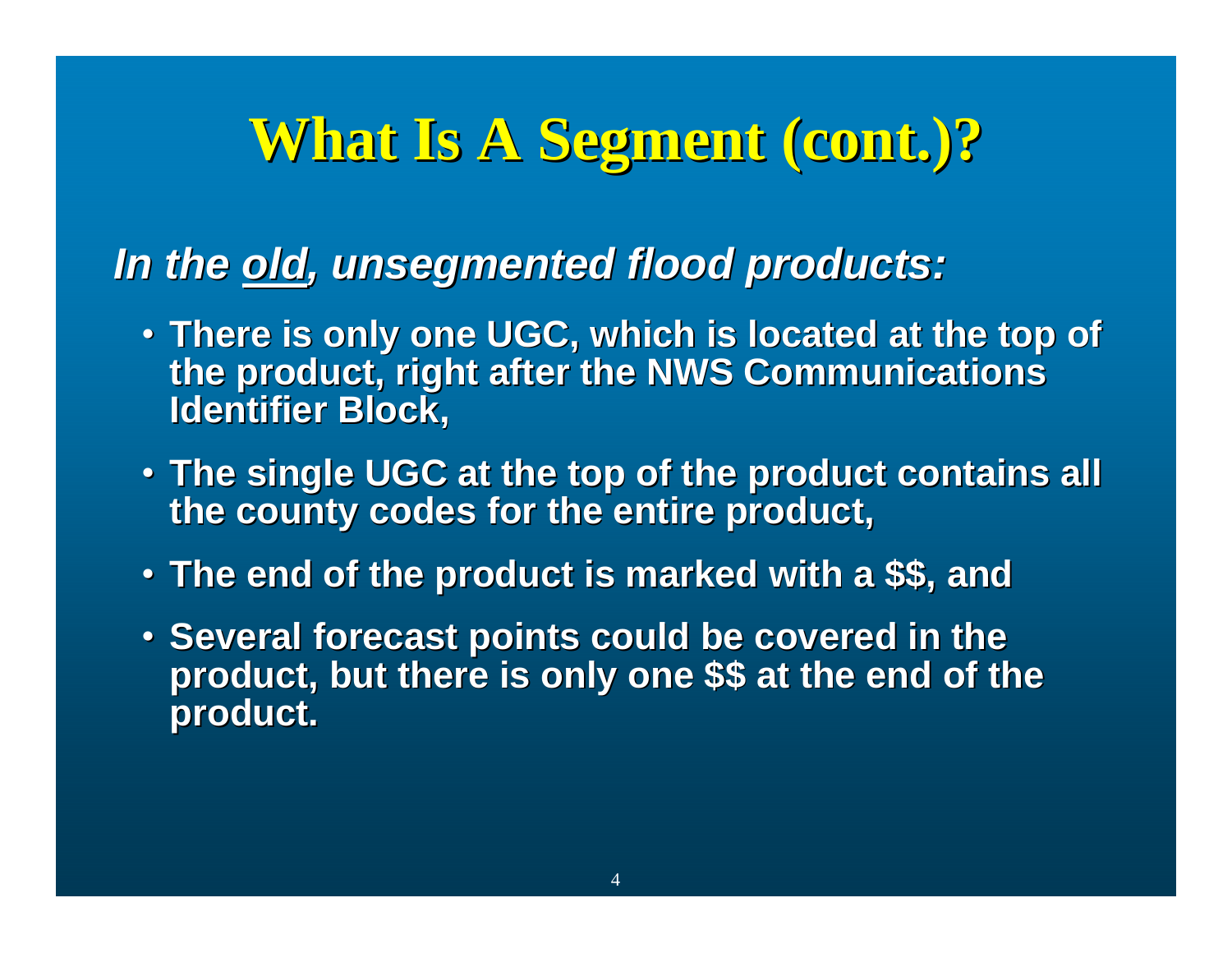# What Is A Segment (cont.)?

***In the <u>old</u>, unsegmented flood products:***

- **There is only one UGC, which is located at the top of the product, right after the NWS Communications Identifier Block,**
- **The single UGC at the top of the product contains all the county codes for the entire product,**
- **The end of the product is marked with a $$, and**
- **Several forecast points could be covered in the product, but there is only one $$ at the end of the product.**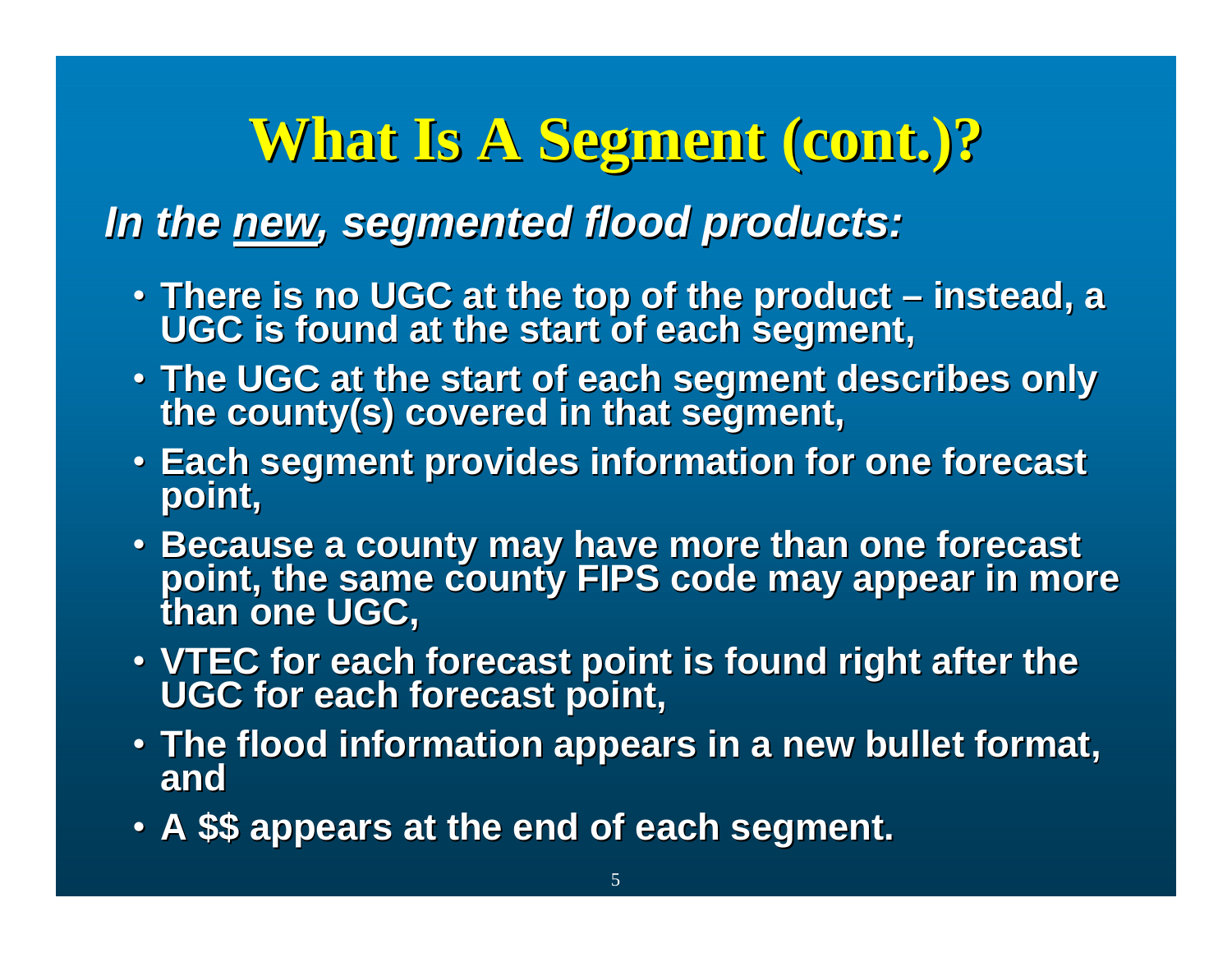# What Is A Segment (cont.)?

***In the <u>new</u>, segmented flood products:***

- **There is no UGC at the top of the product – instead, a UGC is found at the start of each segment,**
- **The UGC at the start of each segment describes only the county(s) covered in that segment,**
- **Each segment provides information for one forecast point,**
- **Because a county may have more than one forecast point, the same county FIPS code may appear in more than one UGC,**
- **VTEC for each forecast point is found right after the UGC for each forecast point,**
- **The flood information appears in a new bullet format, and**
- **A $$ appears at the end of each segment.**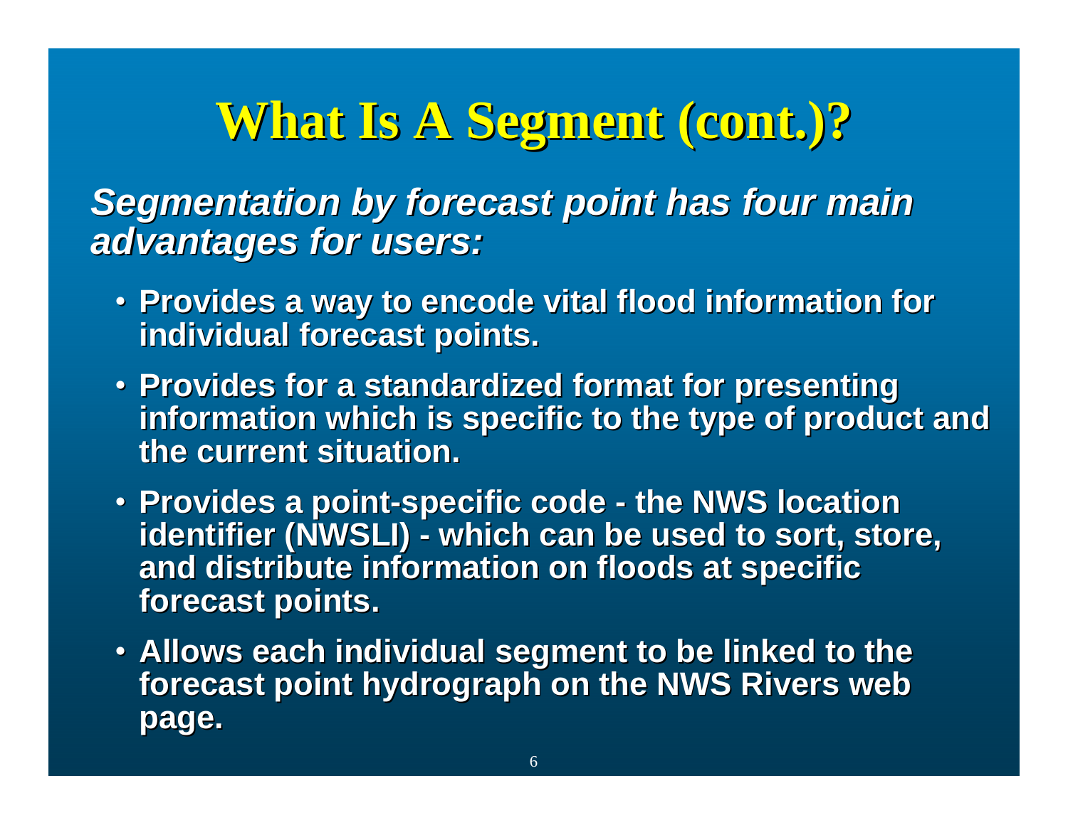# What Is A Segment (cont.)?

***Segmentation by forecast point has four main advantages for users:***

- **Provides a way to encode vital flood information for individual forecast points.**
- **Provides for a standardized format for presenting information which is specific to the type of product and the current situation.**
- **Provides a point-specific code - the NWS location identifier (NWSLI) - which can be used to sort, store, and distribute information on floods at specific forecast points.**
- **Allows each individual segment to be linked to the forecast point hydrograph on the NWS Rivers web page.**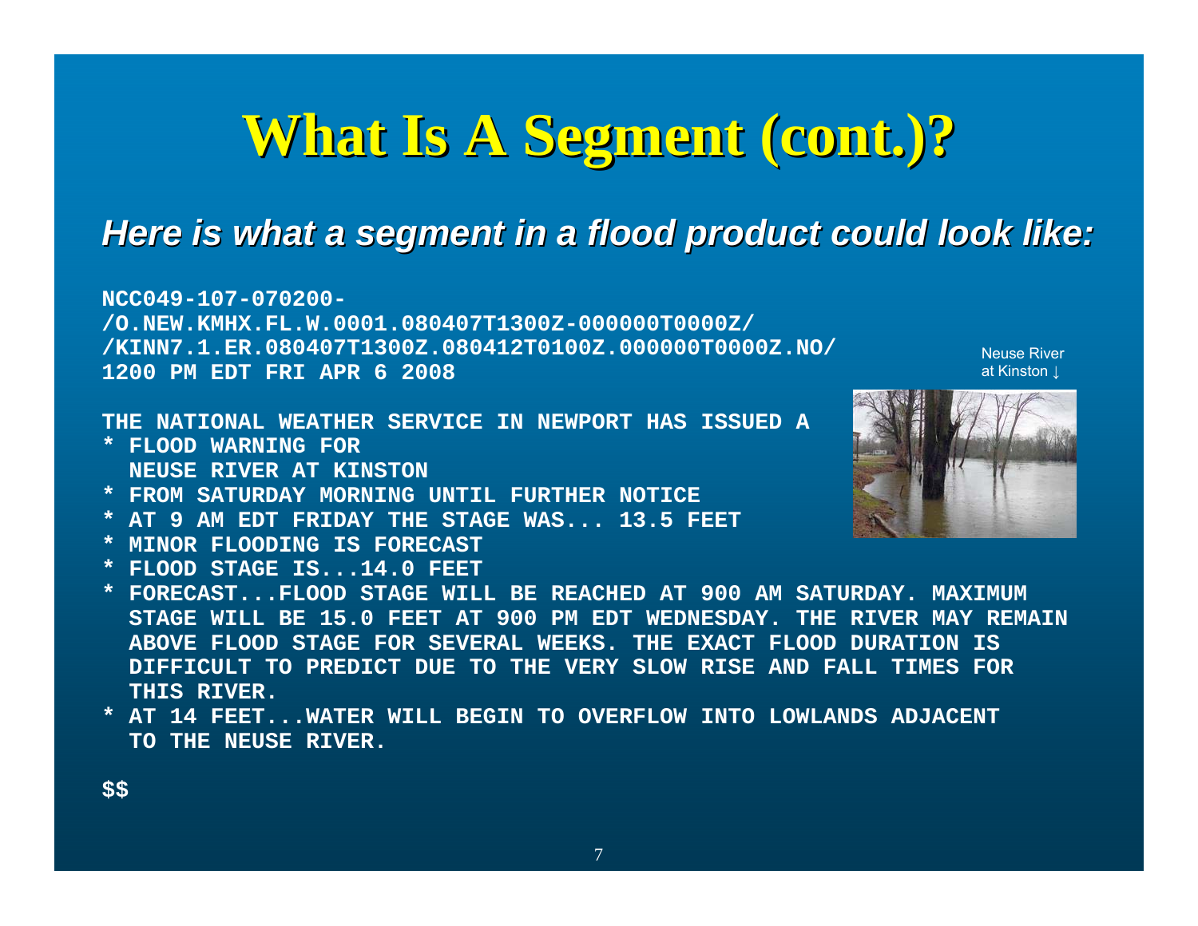# What Is A Segment (cont.)?

***Here is what a segment in a flood product could look like:***

```
NCC049-107-070200-
/O.NEW.KMHX.FL.W.0001.080407T1300Z-000000T0000Z/
/KINN7.1.ER.080407T1300Z.080412T0100Z.000000T0000Z.NO/
1200 PM EDT FRI APR 6 2008

THE NATIONAL WEATHER SERVICE IN NEWPORT HAS ISSUED A
* FLOOD WARNING FOR
  NEUSE RIVER AT KINSTON
* FROM SATURDAY MORNING UNTIL FURTHER NOTICE
* AT 9 AM EDT FRIDAY THE STAGE WAS... 13.5 FEET
* MINOR FLOODING IS FORECAST
* FLOOD STAGE IS...14.0 FEET
* FORECAST...FLOOD STAGE WILL BE REACHED AT 900 AM SATURDAY. MAXIMUM
  STAGE WILL BE 15.0 FEET AT 900 PM EDT WEDNESDAY. THE RIVER MAY REMAIN
  ABOVE FLOOD STAGE FOR SEVERAL WEEKS. THE EXACT FLOOD DURATION IS
  DIFFICULT TO PREDICT DUE TO THE VERY SLOW RISE AND FALL TIMES FOR
  THIS RIVER.
* AT 14 FEET...WATER WILL BEGIN TO OVERFLOW INTO LOWLANDS ADJACENT
  TO THE NEUSE RIVER.

$$
```

Neuse River at Kinston ↓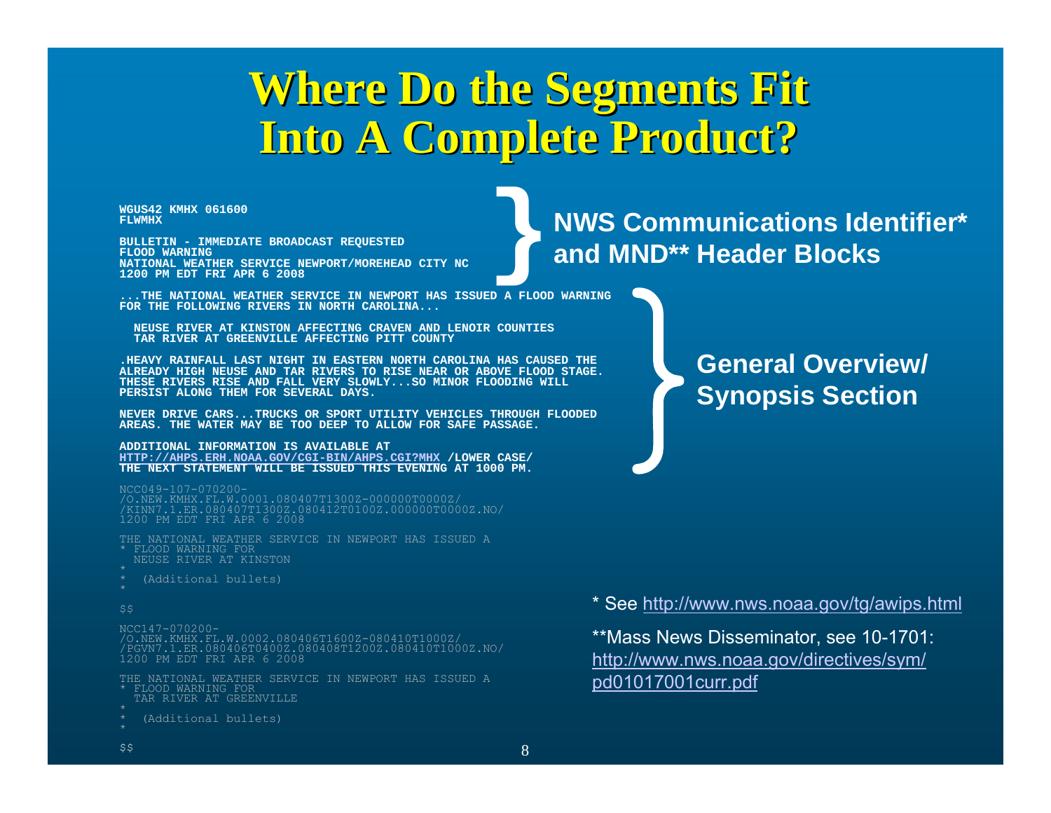# Where Do the Segments Fit Into A Complete Product?

```
WGUS42 KMHX 061600
FLWMHX

BULLETIN - IMMEDIATE BROADCAST REQUESTED
FLOOD WARNING
NATIONAL WEATHER SERVICE NEWPORT/MOREHEAD CITY NC
1200 PM EDT FRI APR 6 2008
```

**NWS Communications Identifier* and MND** Header Blocks**

```
...THE NATIONAL WEATHER SERVICE IN NEWPORT HAS ISSUED A FLOOD WARNING
FOR THE FOLLOWING RIVERS IN NORTH CAROLINA...

  NEUSE RIVER AT KINSTON AFFECTING CRAVEN AND LENOIR COUNTIES
  TAR RIVER AT GREENVILLE AFFECTING PITT COUNTY

.HEAVY RAINFALL LAST NIGHT IN EASTERN NORTH CAROLINA HAS CAUSED THE
ALREADY HIGH NEUSE AND TAR RIVERS TO RISE NEAR OR ABOVE FLOOD STAGE.
THESE RIVERS RISE AND FALL VERY SLOWLY...SO MINOR FLOODING WILL
PERSIST ALONG THEM FOR SEVERAL DAYS.

NEVER DRIVE CARS...TRUCKS OR SPORT UTILITY VEHICLES THROUGH FLOODED
AREAS. THE WATER MAY BE TOO DEEP TO ALLOW FOR SAFE PASSAGE.

ADDITIONAL INFORMATION IS AVAILABLE AT
HTTP://AHPS.ERH.NOAA.GOV/CGI-BIN/AHPS.CGI?MHX /LOWER CASE/
THE NEXT STATEMENT WILL BE ISSUED THIS EVENING AT 1000 PM.
```

**General Overview/ Synopsis Section**

```
NCC049-107-070200-
/O.NEW.KMHX.FL.W.0001.080407T1300Z-000000T0000Z/
/KINN7.1.ER.080407T1300Z.080412T0100Z.000000T0000Z.NO/
1200 PM EDT FRI APR 6 2008

THE NATIONAL WEATHER SERVICE IN NEWPORT HAS ISSUED A
* FLOOD WARNING FOR
  NEUSE RIVER AT KINSTON
*
*  (Additional bullets)
*

$$

NCC147-070200-
/O.NEW.KMHX.FL.W.0002.080406T1600Z-080410T1000Z/
/PGVN7.1.ER.080406T0400Z.080408T1200Z.080410T1000Z.NO/
1200 PM EDT FRI APR 6 2008

THE NATIONAL WEATHER SERVICE IN NEWPORT HAS ISSUED A
* FLOOD WARNING FOR
  TAR RIVER AT GREENVILLE
*
*  (Additional bullets)
*

$$
```

* See http://www.nws.noaa.gov/tg/awips.html

**Mass News Disseminator, see 10-1701: http://www.nws.noaa.gov/directives/sym/pd01017001curr.pdf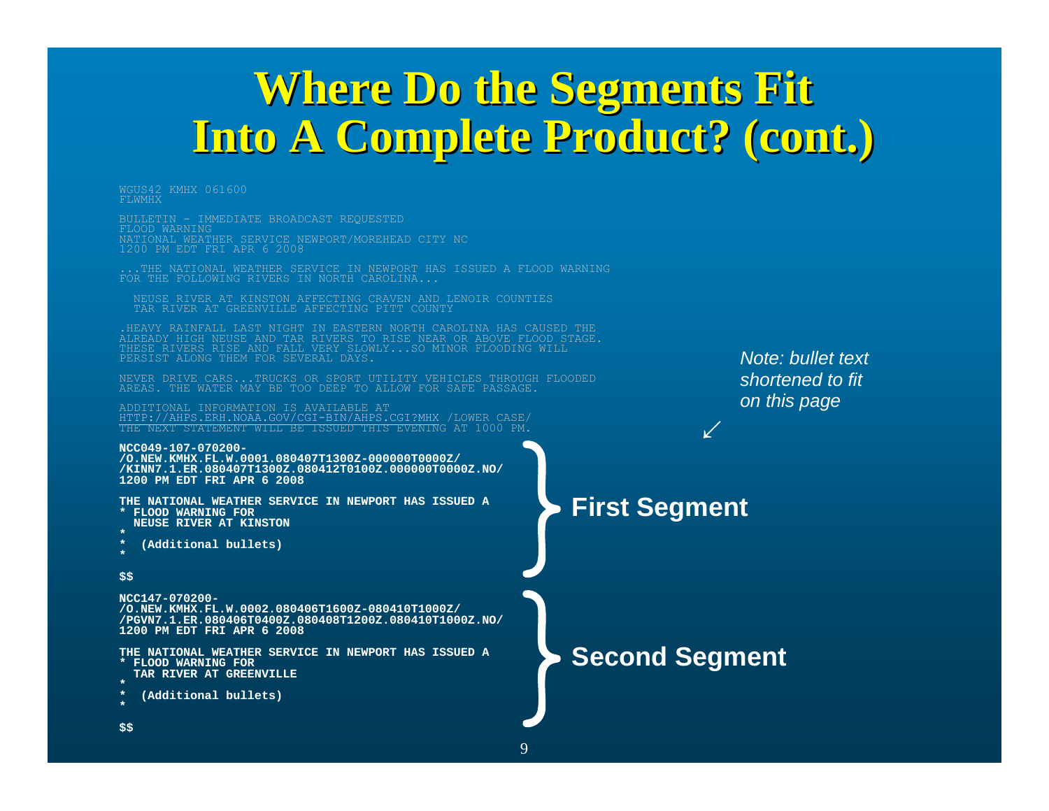# Where Do the Segments Fit Into A Complete Product? (cont.)

```
WGUS42 KMHX 061600
FLWMHX

BULLETIN - IMMEDIATE BROADCAST REQUESTED
FLOOD WARNING
NATIONAL WEATHER SERVICE NEWPORT/MOREHEAD CITY NC
1200 PM EDT FRI APR 6 2008

...THE NATIONAL WEATHER SERVICE IN NEWPORT HAS ISSUED A FLOOD WARNING
FOR THE FOLLOWING RIVERS IN NORTH CAROLINA...

  NEUSE RIVER AT KINSTON AFFECTING CRAVEN AND LENOIR COUNTIES
  TAR RIVER AT GREENVILLE AFFECTING PITT COUNTY

.HEAVY RAINFALL LAST NIGHT IN EASTERN NORTH CAROLINA HAS CAUSED THE
ALREADY HIGH NEUSE AND TAR RIVERS TO RISE NEAR OR ABOVE FLOOD STAGE.
THESE RIVERS RISE AND FALL VERY SLOWLY...SO MINOR FLOODING WILL
PERSIST ALONG THEM FOR SEVERAL DAYS.

NEVER DRIVE CARS...TRUCKS OR SPORT UTILITY VEHICLES THROUGH FLOODED
AREAS. THE WATER MAY BE TOO DEEP TO ALLOW FOR SAFE PASSAGE.

ADDITIONAL INFORMATION IS AVAILABLE AT
HTTP://AHPS.ERH.NOAA.GOV/CGI-BIN/AHPS.CGI?MHX /LOWER CASE/
THE NEXT STATEMENT WILL BE ISSUED THIS EVENING AT 1000 PM.
```

**First Segment**

```
NCC049-107-070200-
/O.NEW.KMHX.FL.W.0001.080407T1300Z-000000T0000Z/
/KINN7.1.ER.080407T1300Z.080412T0100Z.000000T0000Z.NO/
1200 PM EDT FRI APR 6 2008

THE NATIONAL WEATHER SERVICE IN NEWPORT HAS ISSUED A
* FLOOD WARNING FOR
  NEUSE RIVER AT KINSTON
*
*  (Additional bullets)
*

$$
```

**Second Segment**

```
NCC147-070200-
/O.NEW.KMHX.FL.W.0002.080406T1600Z-080410T1000Z/
/PGVN7.1.ER.080406T0400Z.080408T1200Z.080410T1000Z.NO/
1200 PM EDT FRI APR 6 2008

THE NATIONAL WEATHER SERVICE IN NEWPORT HAS ISSUED A
* FLOOD WARNING FOR
  TAR RIVER AT GREENVILLE
*
*  (Additional bullets)
*

$$
```

*Note: bullet text shortened to fit on this page*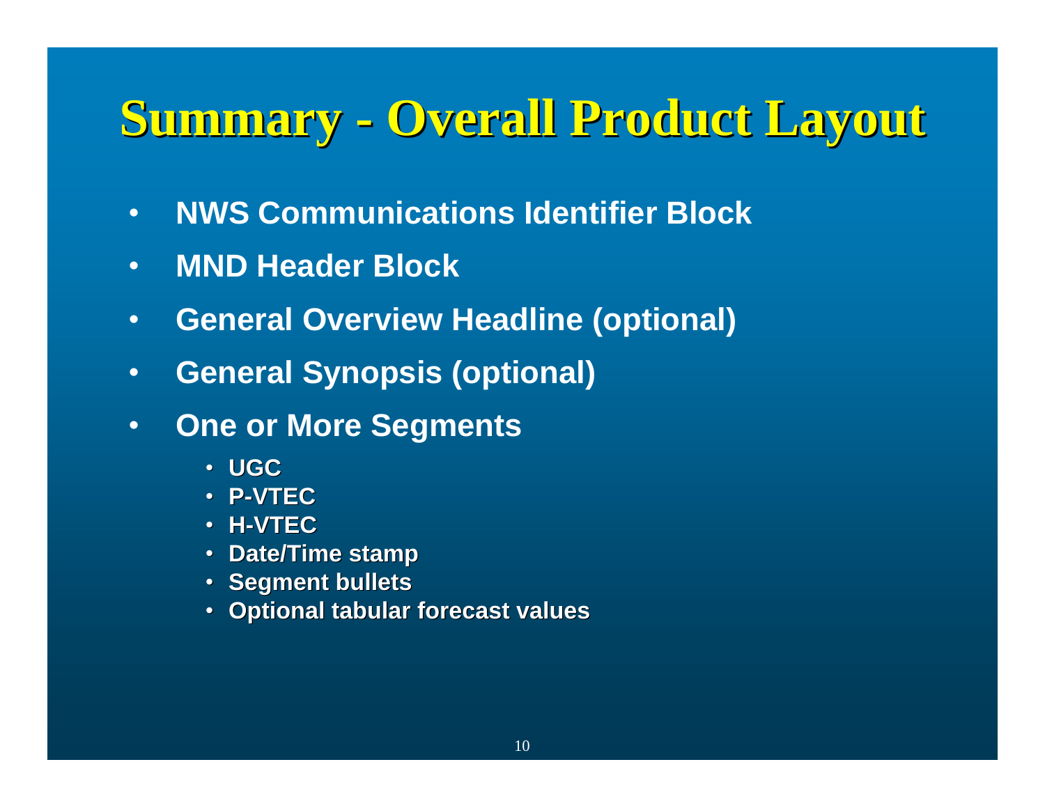# Summary - Overall Product Layout

- **NWS Communications Identifier Block**
- **MND Header Block**
- **General Overview Headline (optional)**
- **General Synopsis (optional)**
- **One or More Segments**
  - **UGC**
  - **P-VTEC**
  - **H-VTEC**
  - **Date/Time stamp**
  - **Segment bullets**
  - **Optional tabular forecast values**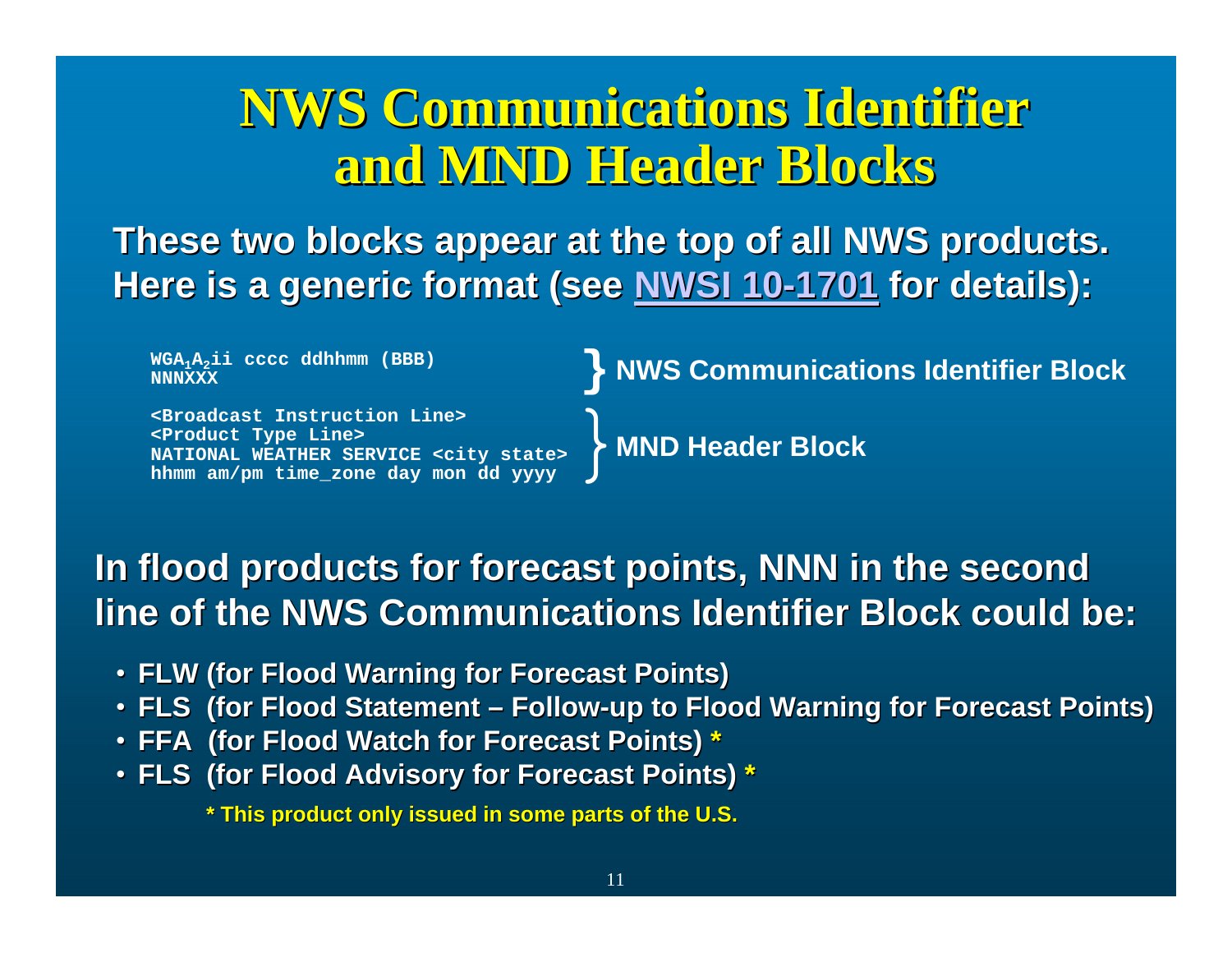# NWS Communications Identifier and MND Header Blocks

**These two blocks appear at the top of all NWS products. Here is a generic format (see NWSI 10-1701 for details):**

```
WGA1A2ii cccc ddhhmm (BBB)
NNNXXX
```
} **NWS Communications Identifier Block**

```
<Broadcast Instruction Line>
<Product Type Line>
NATIONAL WEATHER SERVICE <city state>
hhmm am/pm time_zone day mon dd yyyy
```
} **MND Header Block**

**In flood products for forecast points, NNN in the second line of the NWS Communications Identifier Block could be:**

- **FLW (for Flood Warning for Forecast Points)**
- **FLS (for Flood Statement – Follow-up to Flood Warning for Forecast Points)**
- **FFA (for Flood Watch for Forecast Points) \***
- **FLS (for Flood Advisory for Forecast Points) \***

**\* This product only issued in some parts of the U.S.**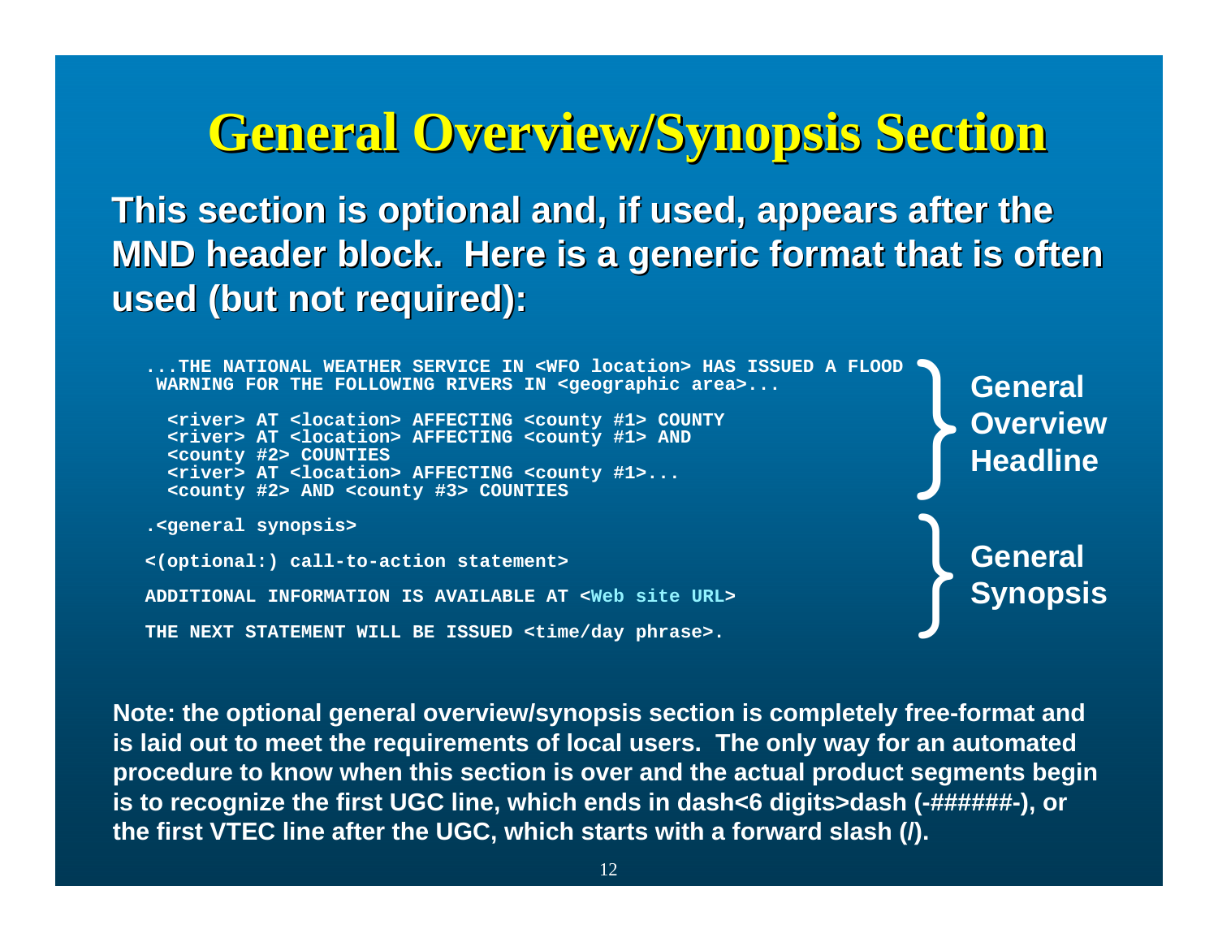# General Overview/Synopsis Section

**This section is optional and, if used, appears after the MND header block. Here is a generic format that is often used (but not required):**

```
...THE NATIONAL WEATHER SERVICE IN <WFO location> HAS ISSUED A FLOOD
 WARNING FOR THE FOLLOWING RIVERS IN <geographic area>...

  <river> AT <location> AFFECTING <county #1> COUNTY
  <river> AT <location> AFFECTING <county #1> AND
  <county #2> COUNTIES
  <river> AT <location> AFFECTING <county #1>...
  <county #2> AND <county #3> COUNTIES

.<general synopsis>

<(optional:) call-to-action statement>

ADDITIONAL INFORMATION IS AVAILABLE AT <Web site URL>

THE NEXT STATEMENT WILL BE ISSUED <time/day phrase>.
```

- The lines from "...THE NATIONAL WEATHER SERVICE..." through "<county #2> AND <county #3> COUNTIES": **General Overview Headline**
- The lines from ".<general synopsis>" through "THE NEXT STATEMENT WILL BE ISSUED...": **General Synopsis**

**Note: the optional general overview/synopsis section is completely free-format and is laid out to meet the requirements of local users. The only way for an automated procedure to know when this section is over and the actual product segments begin is to recognize the first UGC line, which ends in dash<6 digits>dash (-######-), or the first VTEC line after the UGC, which starts with a forward slash (/).**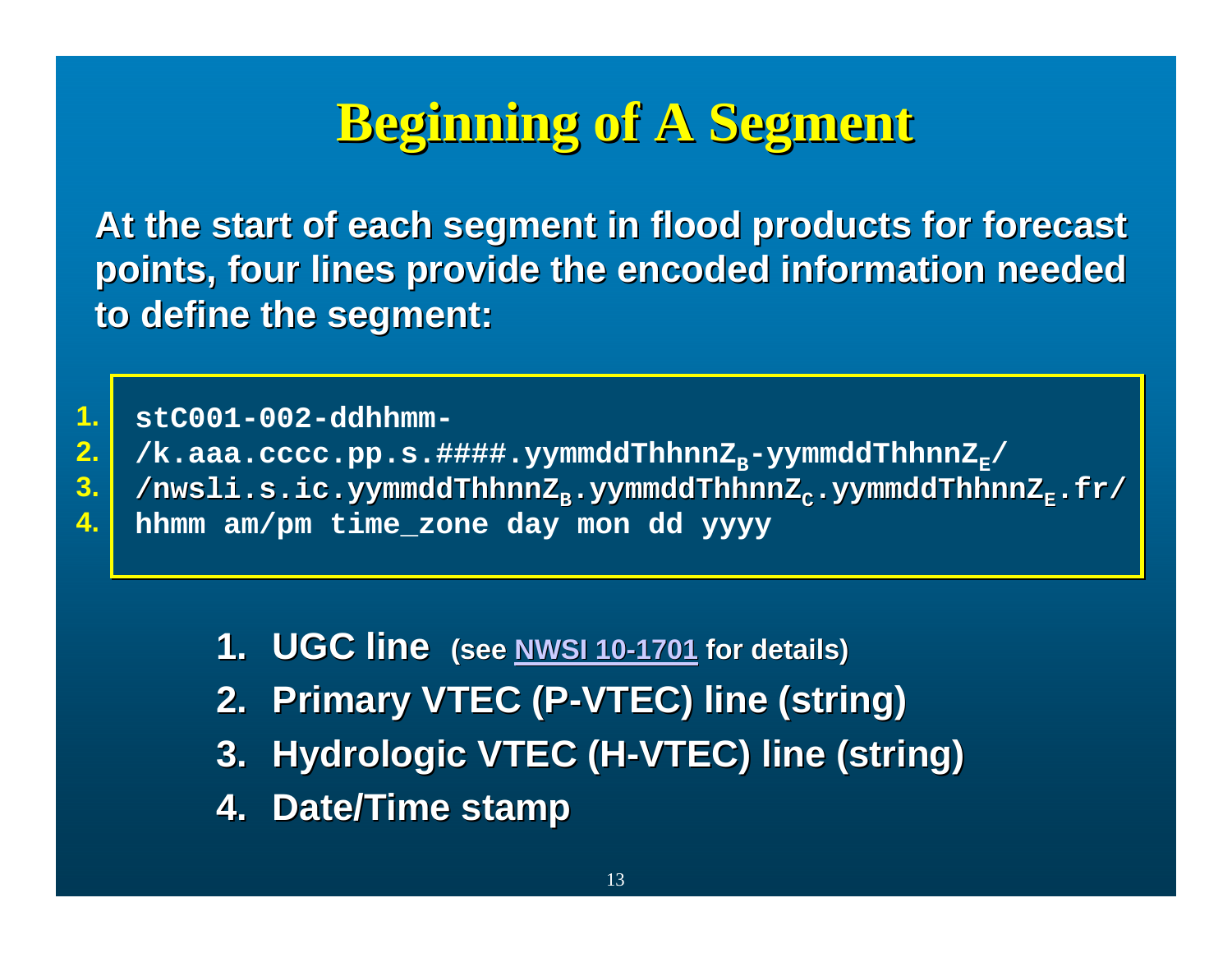# Beginning of A Segment

**At the start of each segment in flood products for forecast points, four lines provide the encoded information needed to define the segment:**

```
1. stC001-002-ddhhmm-
2. /k.aaa.cccc.pp.s.####.yymmddThhnnZB-yymmddThhnnZE/
3. /nwsli.s.ic.yymmddThhnnZB.yymmddThhnnZC.yymmddThhnnZE.fr/
4. hhmm am/pm time_zone day mon dd yyyy
```

1. **UGC line** (see NWSI 10-1701 for details)
2. **Primary VTEC (P-VTEC) line (string)**
3. **Hydrologic VTEC (H-VTEC) line (string)**
4. **Date/Time stamp**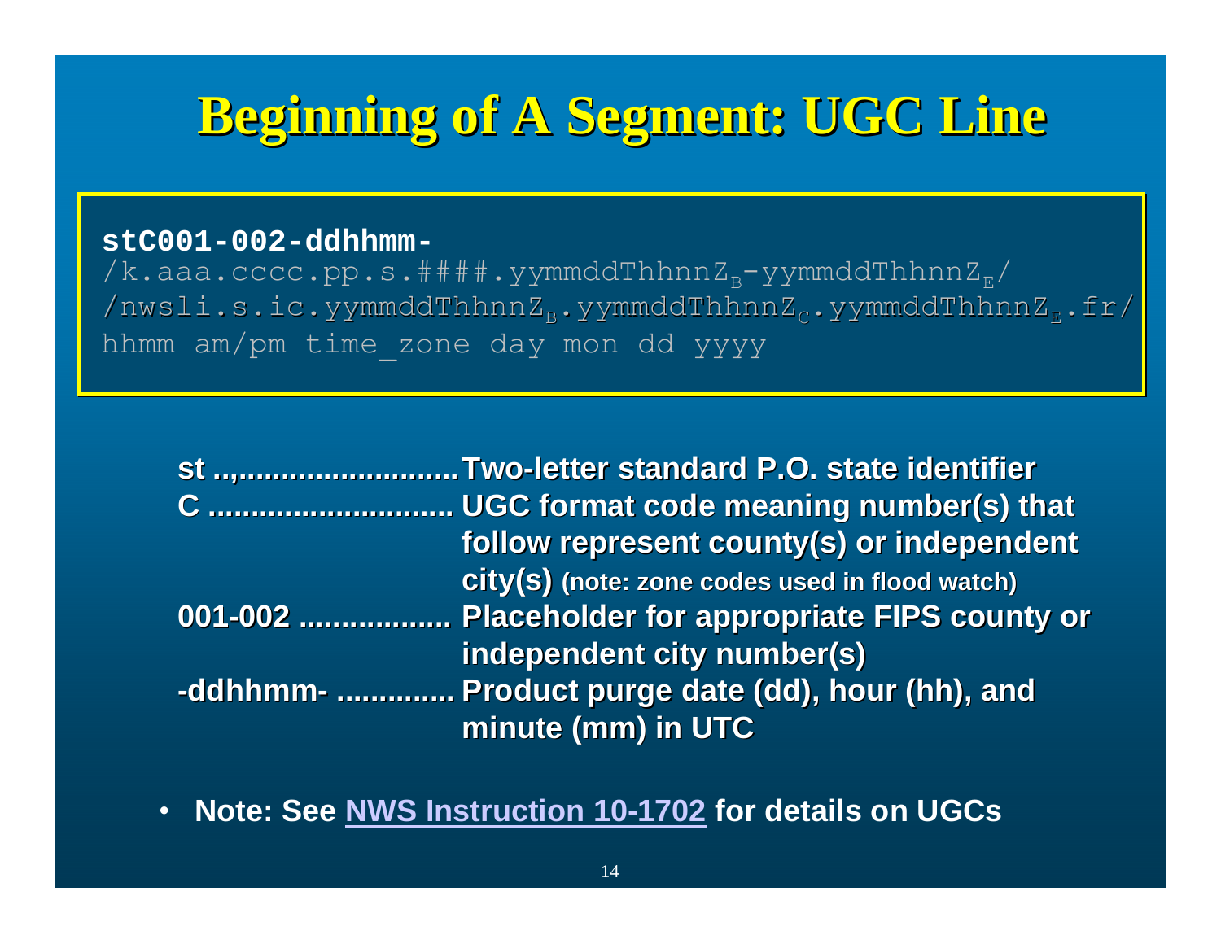# Beginning of A Segment: UGC Line

```
stC001-002-ddhhmm-
/k.aaa.cccc.pp.s.####.yymmddThhnnZB-yymmddThhnnZE/
/nwsli.s.ic.yymmddThhnnZB.yymmddThhnnZC.yymmddThhnnZE.fr/
hhmm am/pm time_zone day mon dd yyyy
```

**st ..,..........................Two-letter standard P.O. state identifier**

**C ............................ UGC format code meaning number(s) that follow represent county(s) or independent city(s)** (note: zone codes used in flood watch)

**001-002 .................. Placeholder for appropriate FIPS county or independent city number(s)**

**-ddhhmm- .............. Product purge date (dd), hour (hh), and minute (mm) in UTC**

- **Note: See NWS Instruction 10-1702 for details on UGCs**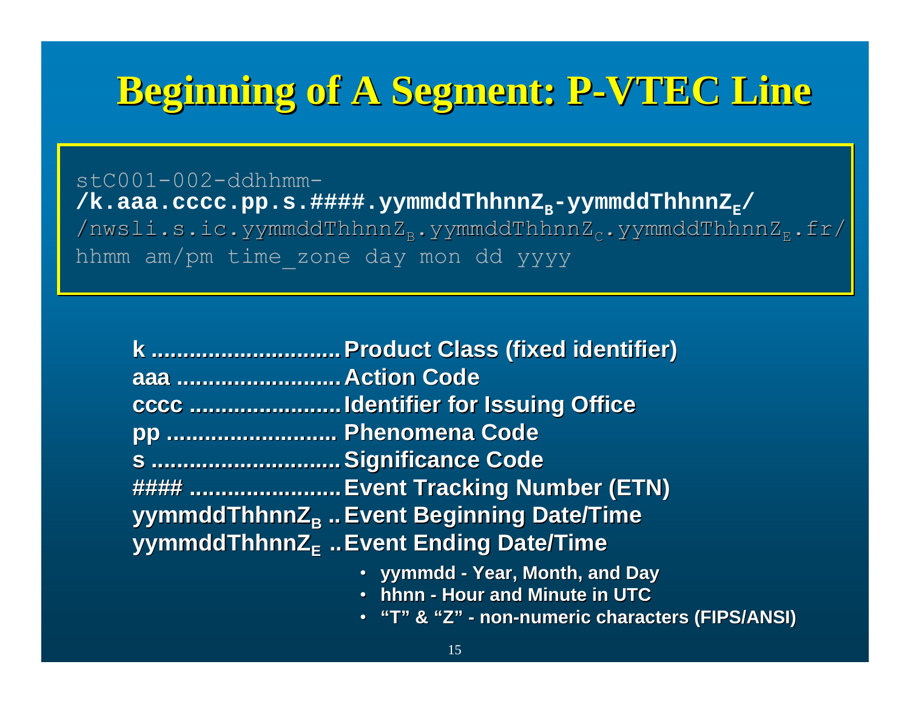# Beginning of A Segment: P-VTEC Line

```
stC001-002-ddhhmm-
/k.aaa.cccc.pp.s.####.yymmddThhnnZB-yymmddThhnnZE/
/nwsli.s.ic.yymmddThhnnZB.yymmddThhnnZC.yymmddThhnnZE.fr/
hhmm am/pm time_zone day mon dd yyyy
```

**k ............................ Product Class (fixed identifier)**
**aaa ........................ Action Code**
**cccc ...................... Identifier for Issuing Office**
**pp .......................... Phenomena Code**
**s ............................ Significance Code**
**#### ...................... Event Tracking Number (ETN)**
**yymmddThhnnZ$_B$ .. Event Beginning Date/Time**
**yymmddThhnnZ$_E$ .. Event Ending Date/Time**

- **yymmdd - Year, Month, and Day**
- **hhnn - Hour and Minute in UTC**
- **“T” & “Z” - non-numeric characters (FIPS/ANSI)**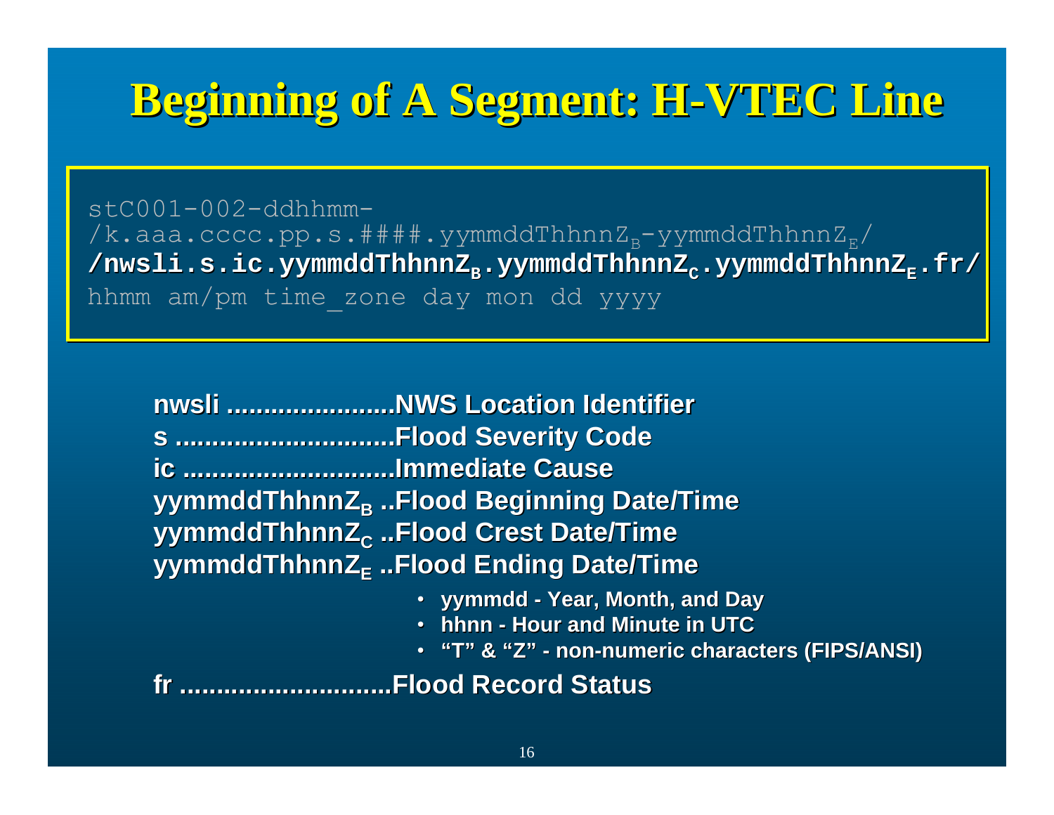# Beginning of A Segment: H-VTEC Line

```
stC001-002-ddhhmm-
/k.aaa.cccc.pp.s.####.yymmddThhnnZB-yymmddThhnnZE/
/nwsli.s.ic.yymmddThhnnZB.yymmddThhnnZC.yymmddThhnnZE.fr/
hhmm am/pm time_zone day mon dd yyyy
```

**nwsli .......................NWS Location Identifier**
**s ..............................Flood Severity Code**
**ic .............................Immediate Cause**
**yymmddThhnnZ$_B$ ..Flood Beginning Date/Time**
**yymmddThhnnZ$_C$ ..Flood Crest Date/Time**
**yymmddThhnnZ$_E$ ..Flood Ending Date/Time**

- **yymmdd - Year, Month, and Day**
- **hhnn - Hour and Minute in UTC**
- **"T" & "Z" - non-numeric characters (FIPS/ANSI)**

**fr .............................Flood Record Status**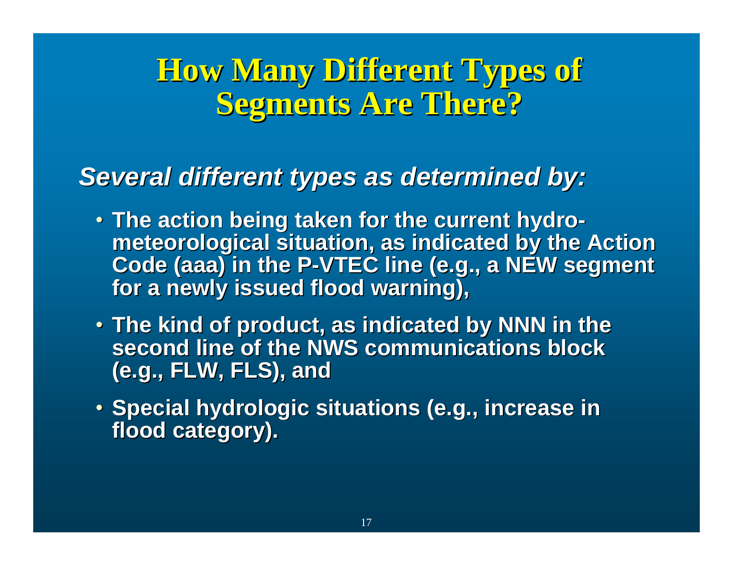# How Many Different Types of Segments Are There?

***Several different types as determined by:***

- **The action being taken for the current hydro-meteorological situation, as indicated by the Action Code (aaa) in the P-VTEC line (e.g., a NEW segment for a newly issued flood warning),**
- **The kind of product, as indicated by NNN in the second line of the NWS communications block (e.g., FLW, FLS), and**
- **Special hydrologic situations (e.g., increase in flood category).**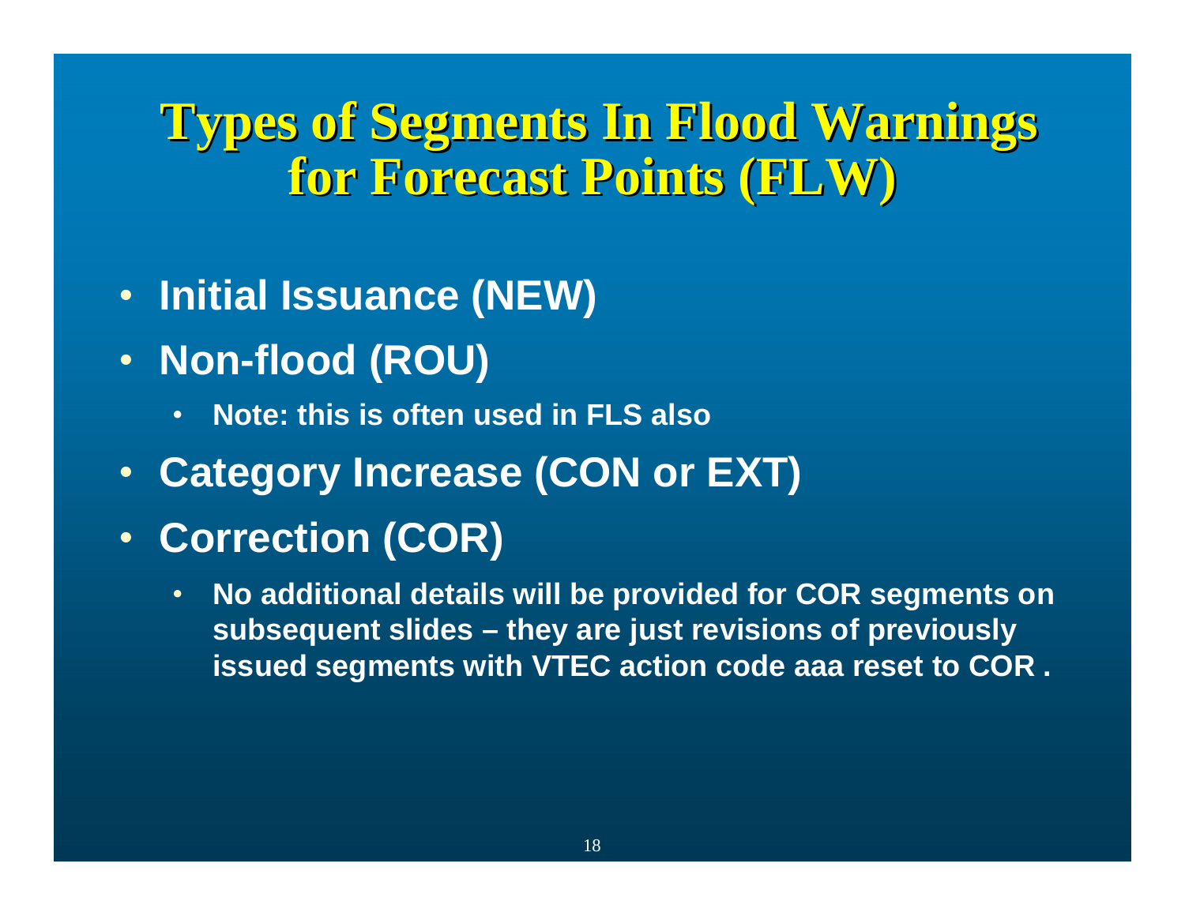# Types of Segments In Flood Warnings for Forecast Points (FLW)

- **Initial Issuance (NEW)**
- **Non-flood (ROU)**
  - **Note: this is often used in FLS also**
- **Category Increase (CON or EXT)**
- **Correction (COR)**
  - **No additional details will be provided for COR segments on subsequent slides – they are just revisions of previously issued segments with VTEC action code aaa reset to COR .**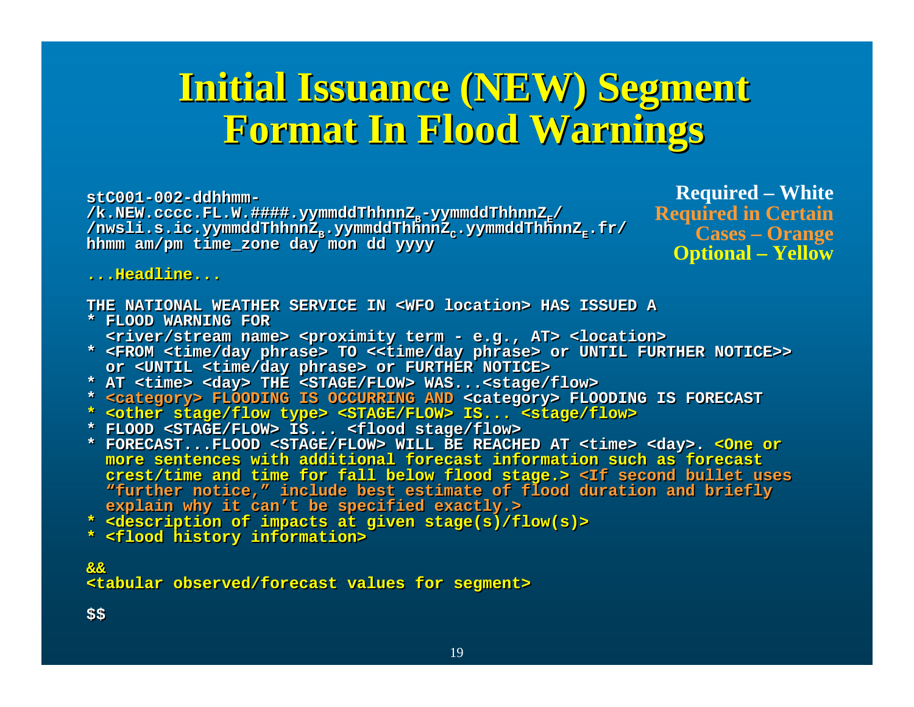# Initial Issuance (NEW) Segment Format In Flood Warnings

**Required – White**
**Required in Certain Cases – Orange**
**Optional – Yellow**

```
stC001-002-ddhhmm-
/k.NEW.cccc.FL.W.####.yymmddThhnnZB-yymmddThhnnZE/
/nwsli.s.ic.yymmddThhnnZB.yymmddThhnnZC.yymmddThhnnZE.fr/
hhmm am/pm time_zone day mon dd yyyy

...Headline...

THE NATIONAL WEATHER SERVICE IN <WFO location> HAS ISSUED A
* FLOOD WARNING FOR
  <river/stream name> <proximity term - e.g., AT> <location>
* <FROM <time/day phrase> TO <<time/day phrase> or UNTIL FURTHER NOTICE>>
  or <UNTIL <time/day phrase> or FURTHER NOTICE>
* AT <time> <day> THE <STAGE/FLOW> WAS...<stage/flow>
* <category> FLOODING IS OCCURRING AND <category> FLOODING IS FORECAST
* <other stage/flow type> <STAGE/FLOW> IS... <stage/flow>
* FLOOD <STAGE/FLOW> IS... <flood stage/flow>
* FORECAST...FLOOD <STAGE/FLOW> WILL BE REACHED AT <time> <day>. <One or
  more sentences with additional forecast information such as forecast
  crest/time and time for fall below flood stage.> <If second bullet uses
  "further notice," include best estimate of flood duration and briefly
  explain why it can't be specified exactly.>
* <description of impacts at given stage(s)/flow(s)>
* <flood history information>

&&
<tabular observed/forecast values for segment>

$$
```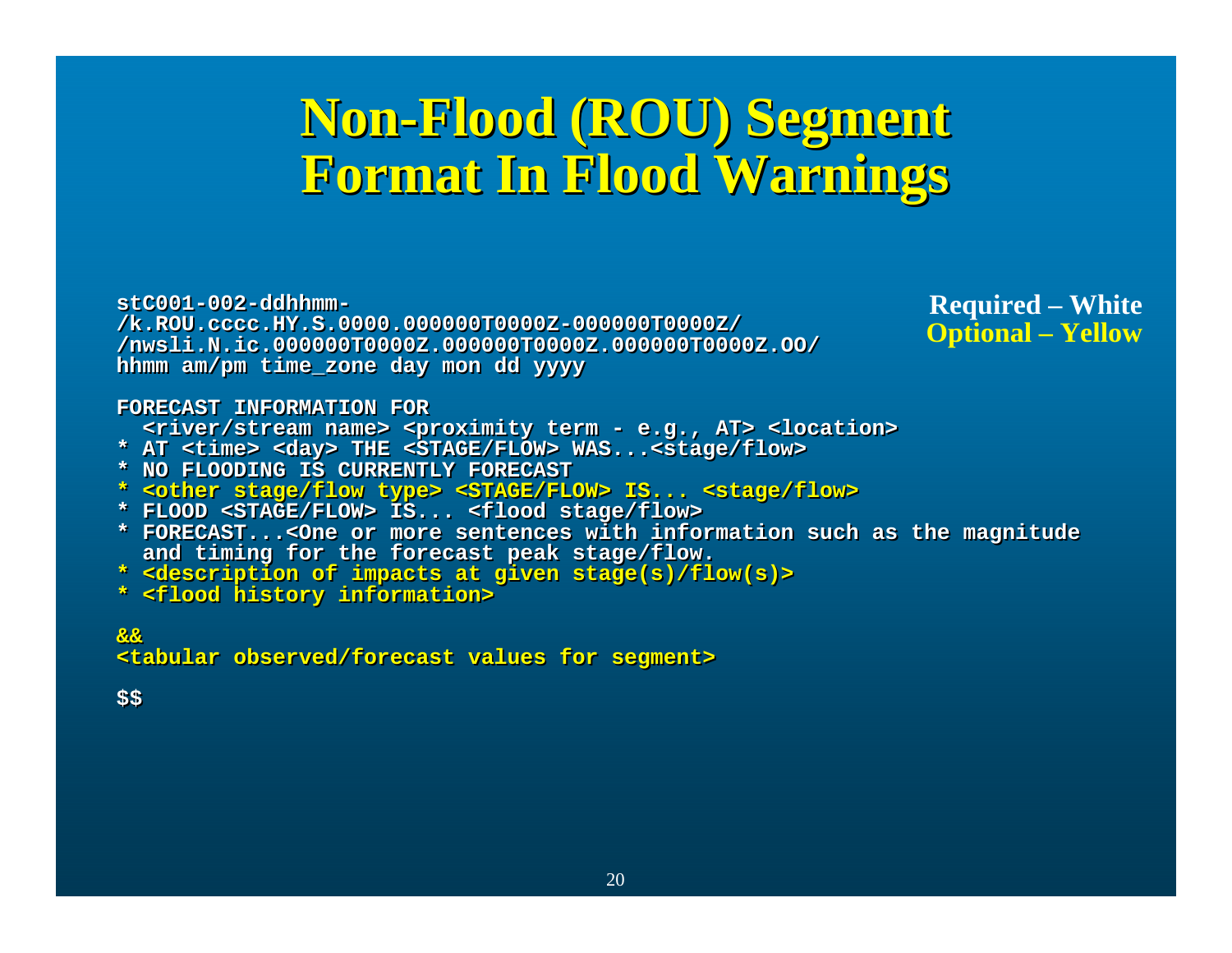# Non-Flood (ROU) Segment Format In Flood Warnings

**Required – White**
**Optional – Yellow**

```
stC001-002-ddhhmm-
/k.ROU.cccc.HY.S.0000.000000T0000Z-000000T0000Z/
/nwsli.N.ic.000000T0000Z.000000T0000Z.000000T0000Z.OO/
hhmm am/pm time_zone day mon dd yyyy

FORECAST INFORMATION FOR
  <river/stream name> <proximity term - e.g., AT> <location>
* AT <time> <day> THE <STAGE/FLOW> WAS...<stage/flow>
* NO FLOODING IS CURRENTLY FORECAST
* <other stage/flow type> <STAGE/FLOW> IS... <stage/flow>
* FLOOD <STAGE/FLOW> IS... <flood stage/flow>
* FORECAST...<One or more sentences with information such as the magnitude
  and timing for the forecast peak stage/flow.
* <description of impacts at given stage(s)/flow(s)>
* <flood history information>

&&
<tabular observed/forecast values for segment>

$$
```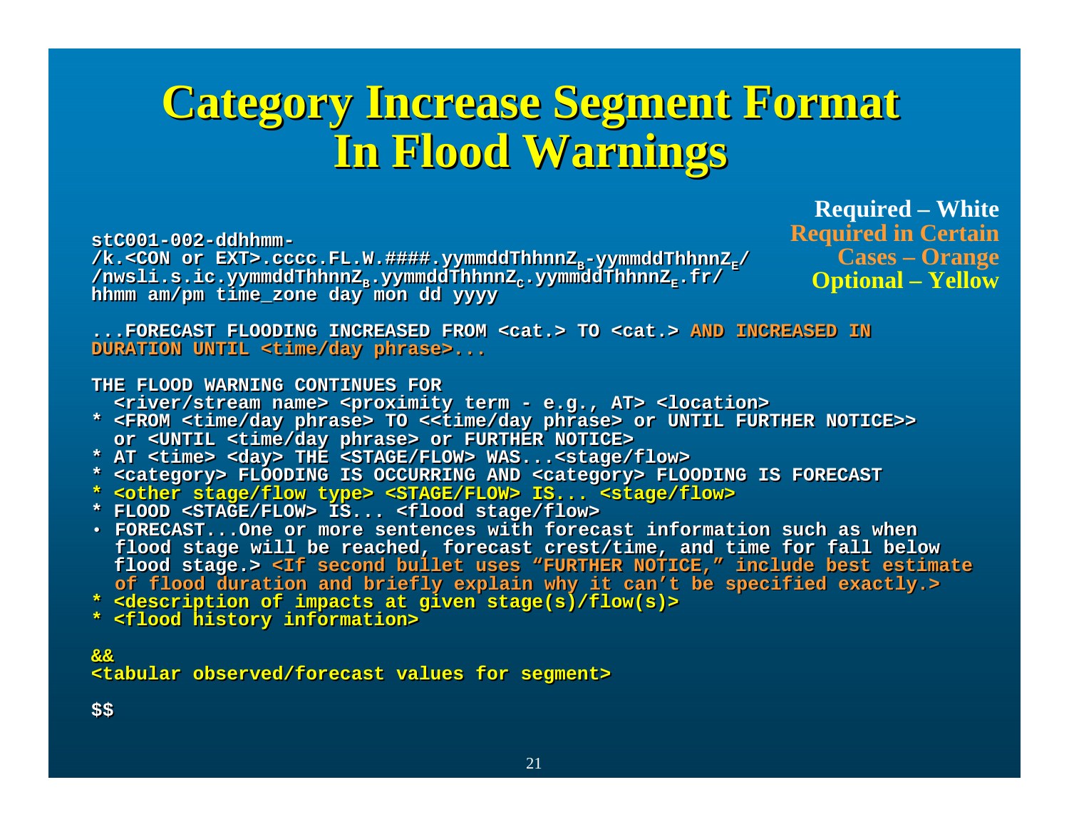# Category Increase Segment Format In Flood Warnings

**Required – White**
**Required in Certain Cases – Orange**
**Optional – Yellow**

```
stC001-002-ddhhmm-
/k.<CON or EXT>.cccc.FL.W.####.yymmddThhnnZB-yymmddThhnnZE/
/nwsli.s.ic.yymmddThhnnZB.yymmddThhnnZC.yymmddThhnnZE.fr/
hhmm am/pm time_zone day mon dd yyyy

...FORECAST FLOODING INCREASED FROM <cat.> TO <cat.> AND INCREASED IN
DURATION UNTIL <time/day phrase>...

THE FLOOD WARNING CONTINUES FOR
  <river/stream name> <proximity term - e.g., AT> <location>
* <FROM <time/day phrase> TO <<time/day phrase> or UNTIL FURTHER NOTICE>>
  or <UNTIL <time/day phrase> or FURTHER NOTICE>
* AT <time> <day> THE <STAGE/FLOW> WAS...<stage/flow>
* <category> FLOODING IS OCCURRING AND <category> FLOODING IS FORECAST
* <other stage/flow type> <STAGE/FLOW> IS... <stage/flow>
* FLOOD <STAGE/FLOW> IS... <flood stage/flow>
• FORECAST...One or more sentences with forecast information such as when
  flood stage will be reached, forecast crest/time, and time for fall below
  flood stage.> <If second bullet uses "FURTHER NOTICE," include best estimate
  of flood duration and briefly explain why it can't be specified exactly.>
* <description of impacts at given stage(s)/flow(s)>
* <flood history information>

&&
<tabular observed/forecast values for segment>

$$
```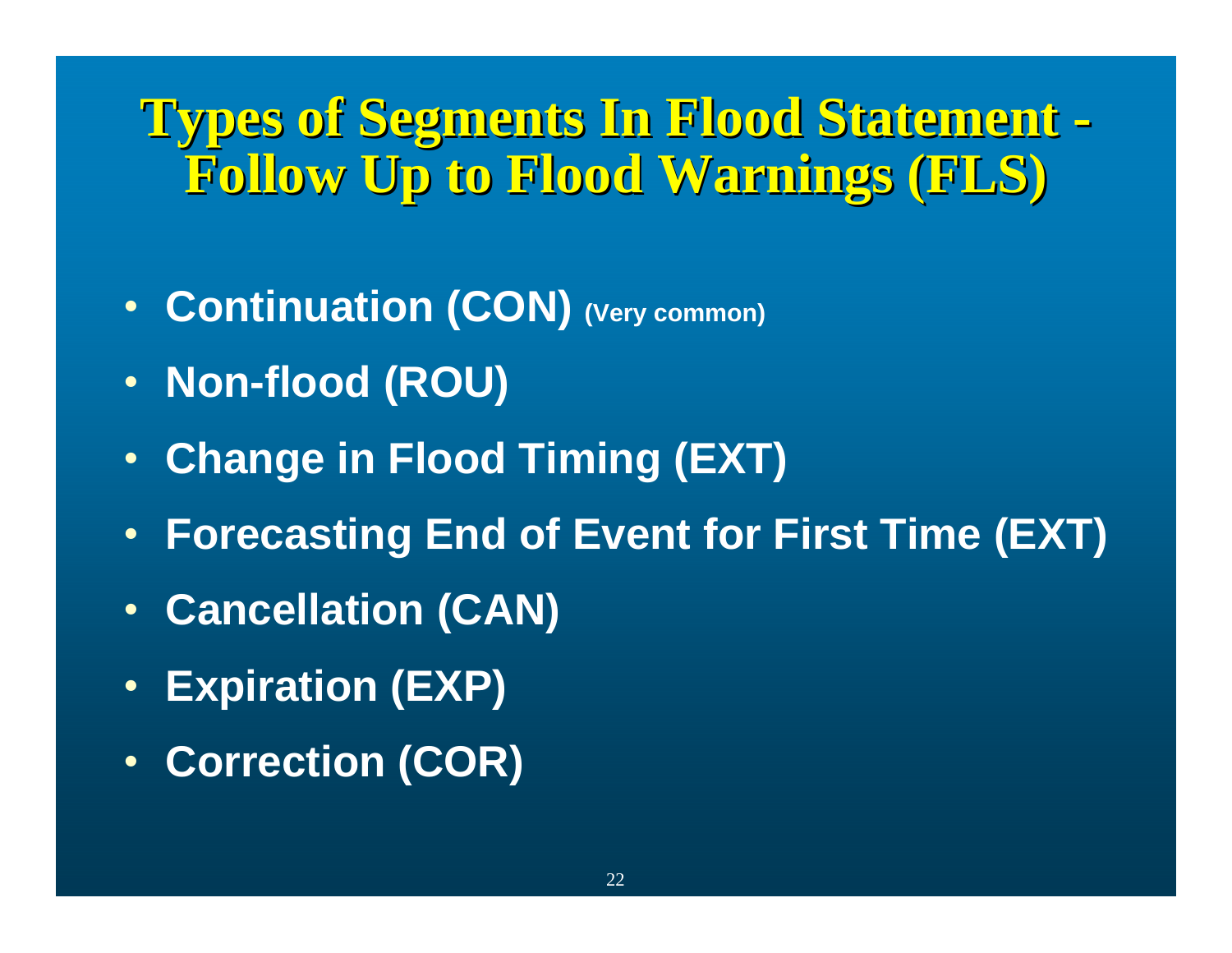# Types of Segments In Flood Statement - Follow Up to Flood Warnings (FLS)

- **Continuation (CON)** (Very common)
- **Non-flood (ROU)**
- **Change in Flood Timing (EXT)**
- **Forecasting End of Event for First Time (EXT)**
- **Cancellation (CAN)**
- **Expiration (EXP)**
- **Correction (COR)**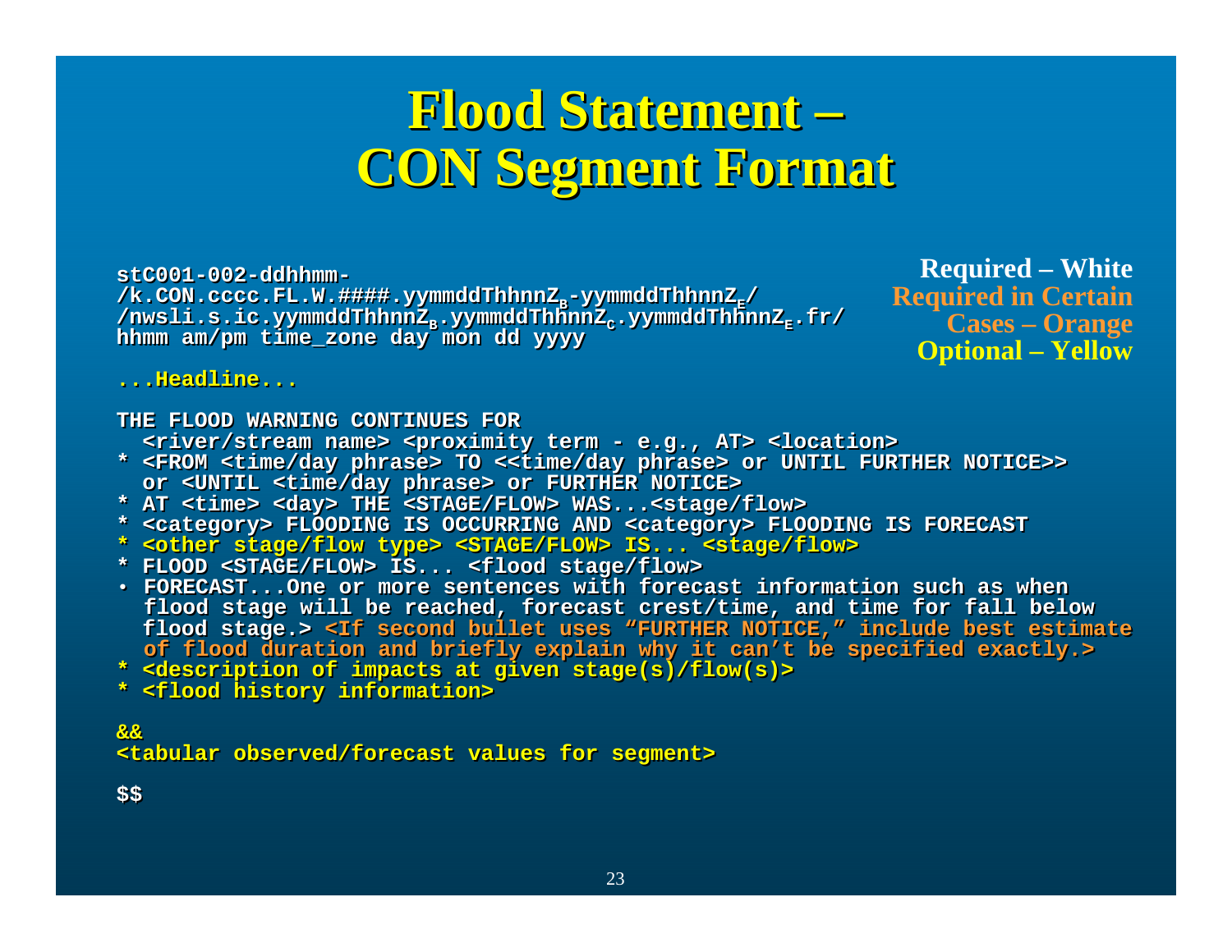# Flood Statement – CON Segment Format

**Required – White**
**Required in Certain Cases – Orange**
**Optional – Yellow**

```
stC001-002-ddhhmm-
/k.CON.cccc.FL.W.####.yymmddThhnnZB-yymmddThhnnZE/
/nwsli.s.ic.yymmddThhnnZB.yymmddThhnnZC.yymmddThhnnZE.fr/
hhmm am/pm time_zone day mon dd yyyy

...Headline...

THE FLOOD WARNING CONTINUES FOR
  <river/stream name> <proximity term - e.g., AT> <location>
* <FROM <time/day phrase> TO <<time/day phrase> or UNTIL FURTHER NOTICE>>
  or <UNTIL <time/day phrase> or FURTHER NOTICE>
* AT <time> <day> THE <STAGE/FLOW> WAS...<stage/flow>
* <category> FLOODING IS OCCURRING AND <category> FLOODING IS FORECAST
* <other stage/flow type> <STAGE/FLOW> IS... <stage/flow>
* FLOOD <STAGE/FLOW> IS... <flood stage/flow>
• FORECAST...One or more sentences with forecast information such as when
  flood stage will be reached, forecast crest/time, and time for fall below
  flood stage.> <If second bullet uses "FURTHER NOTICE," include best estimate
  of flood duration and briefly explain why it can't be specified exactly.>
* <description of impacts at given stage(s)/flow(s)>
* <flood history information>

&&
<tabular observed/forecast values for segment>

$$
```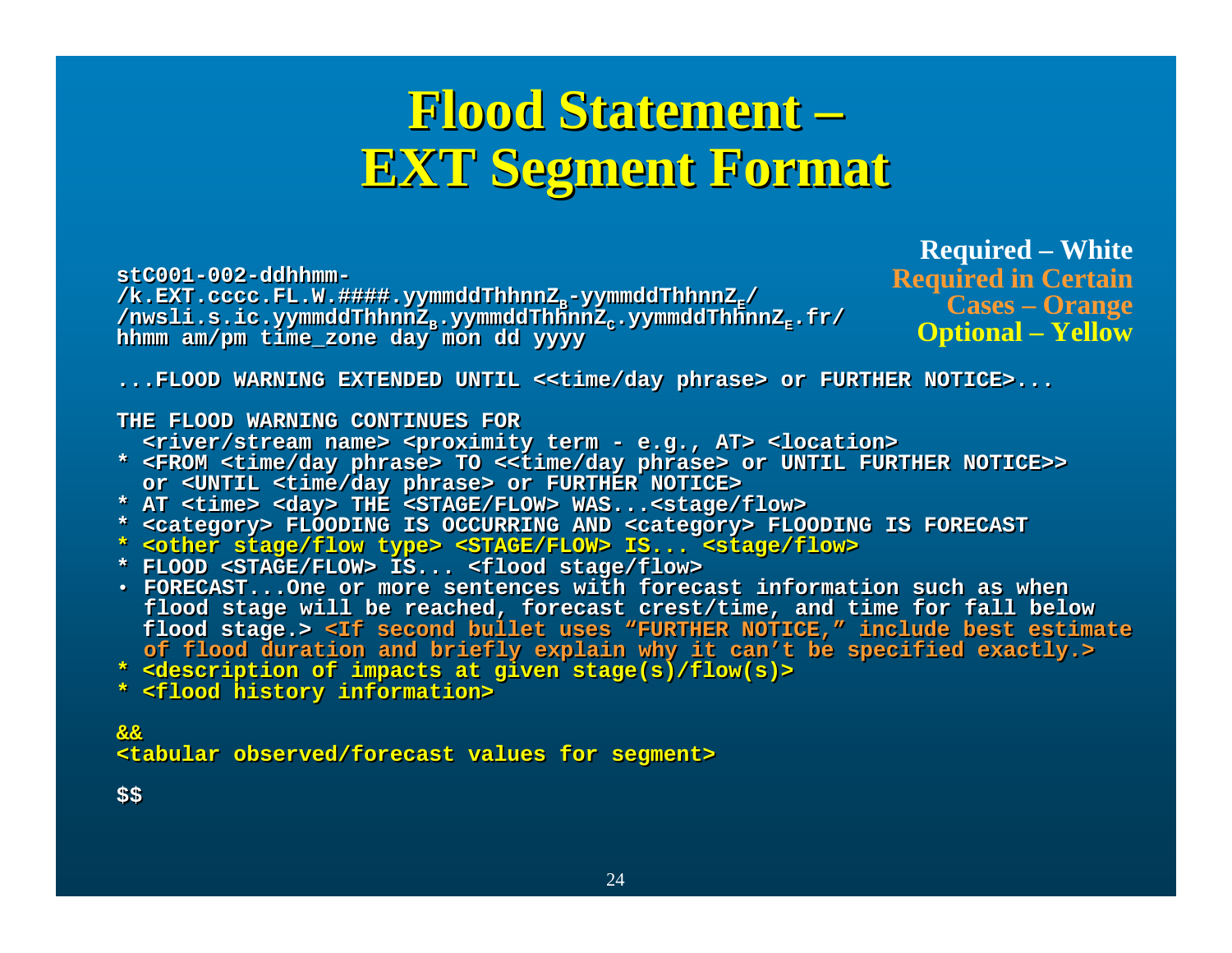# Flood Statement – EXT Segment Format

Required – White
Required in Certain Cases – Orange
Optional – Yellow

```
stC001-002-ddhhmm-
/k.EXT.cccc.FL.W.####.yymmddThhnnZB-yymmddThhnnZE/
/nwsli.s.ic.yymmddThhnnZB.yymmddThhnnZC.yymmddThhnnZE.fr/
hhmm am/pm time_zone day mon dd yyyy

...FLOOD WARNING EXTENDED UNTIL <<time/day phrase> or FURTHER NOTICE>...

THE FLOOD WARNING CONTINUES FOR
  <river/stream name> <proximity term - e.g., AT> <location>
* <FROM <time/day phrase> TO <<time/day phrase> or UNTIL FURTHER NOTICE>>
  or <UNTIL <time/day phrase> or FURTHER NOTICE>
* AT <time> <day> THE <STAGE/FLOW> WAS...<stage/flow>
* <category> FLOODING IS OCCURRING AND <category> FLOODING IS FORECAST
* <other stage/flow type> <STAGE/FLOW> IS... <stage/flow>
* FLOOD <STAGE/FLOW> IS... <flood stage/flow>
• FORECAST...One or more sentences with forecast information such as when
  flood stage will be reached, forecast crest/time, and time for fall below
  flood stage.> <If second bullet uses "FURTHER NOTICE," include best estimate
  of flood duration and briefly explain why it can't be specified exactly.>
* <description of impacts at given stage(s)/flow(s)>
* <flood history information>

&&
<tabular observed/forecast values for segment>

$$
```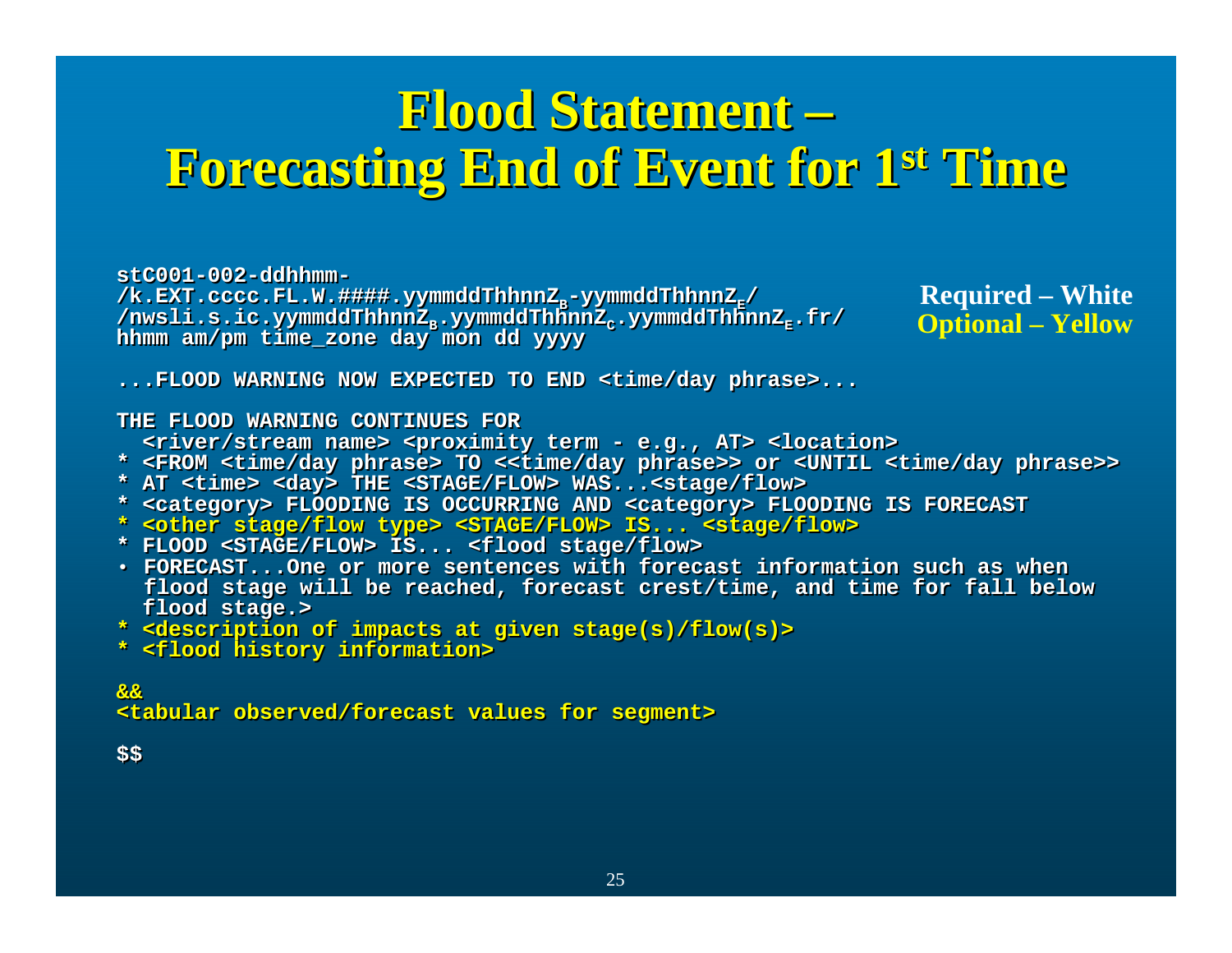# Flood Statement – Forecasting End of Event for 1st Time

**Required – White**
**Optional – Yellow**

```
stC001-002-ddhhmm-
/k.EXT.cccc.FL.W.####.yymmddThhnnZB-yymmddThhnnZE/
/nwsli.s.ic.yymmddThhnnZB.yymmddThhnnZC.yymmddThhnnZE.fr/
hhmm am/pm time_zone day mon dd yyyy

...FLOOD WARNING NOW EXPECTED TO END <time/day phrase>...

THE FLOOD WARNING CONTINUES FOR
  <river/stream name> <proximity term - e.g., AT> <location>
* <FROM <time/day phrase> TO <<time/day phrase>> or <UNTIL <time/day phrase>>
* AT <time> <day> THE <STAGE/FLOW> WAS...<stage/flow>
* <category> FLOODING IS OCCURRING AND <category> FLOODING IS FORECAST
* <other stage/flow type> <STAGE/FLOW> IS... <stage/flow>
* FLOOD <STAGE/FLOW> IS... <flood stage/flow>
• FORECAST...One or more sentences with forecast information such as when
  flood stage will be reached, forecast crest/time, and time for fall below
  flood stage.>
* <description of impacts at given stage(s)/flow(s)>
* <flood history information>

&&
<tabular observed/forecast values for segment>

$$
```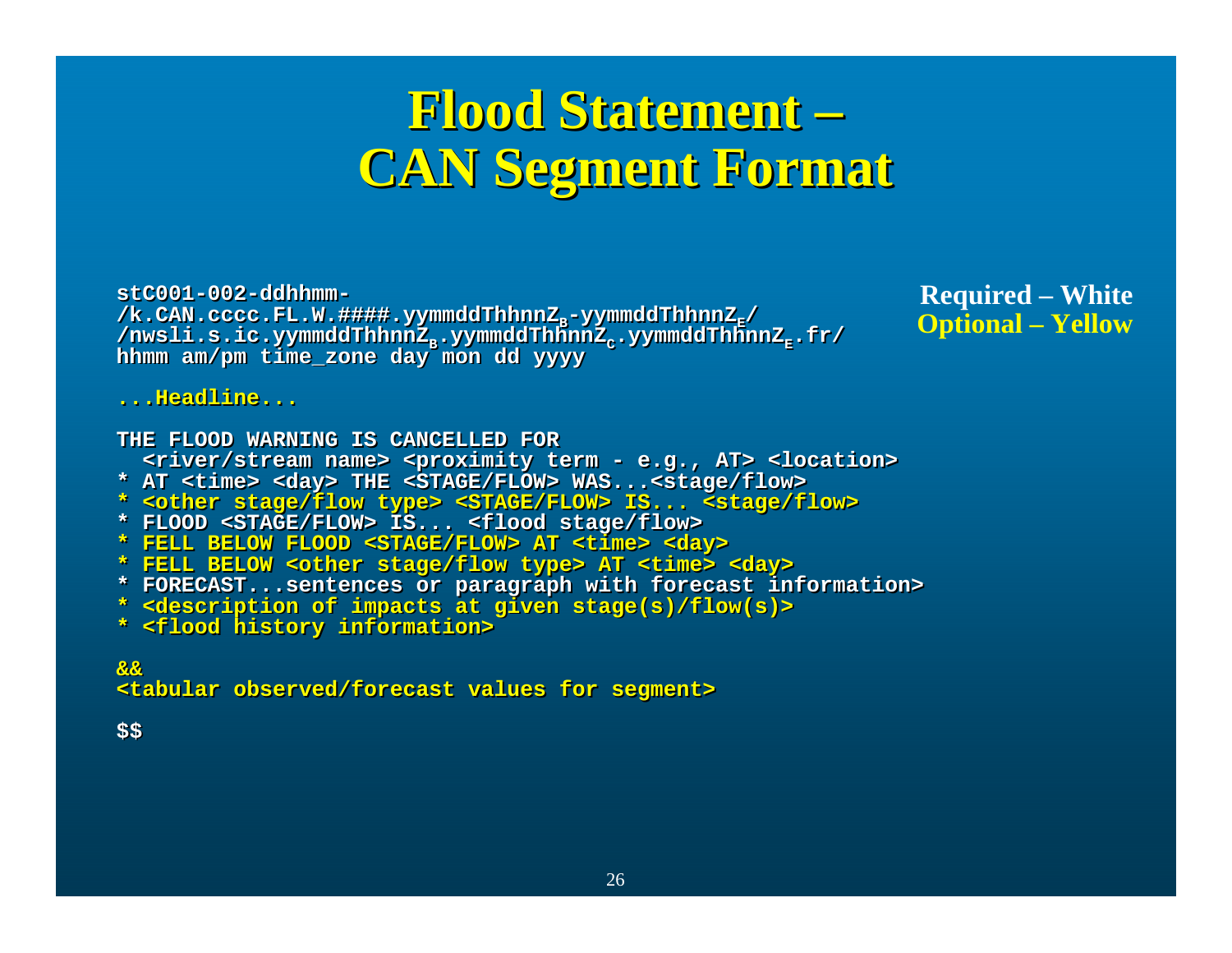# Flood Statement – CAN Segment Format

Required – White
Optional – Yellow

```
stC001-002-ddhhmm-
/k.CAN.cccc.FL.W.####.yymmddThhnnZB-yymmddThhnnZE/
/nwsli.s.ic.yymmddThhnnZB.yymmddThhnnZC.yymmddThhnnZE.fr/
hhmm am/pm time_zone day mon dd yyyy

...Headline...

THE FLOOD WARNING IS CANCELLED FOR
  <river/stream name> <proximity term - e.g., AT> <location>
* AT <time> <day> THE <STAGE/FLOW> WAS...<stage/flow>
* <other stage/flow type> <STAGE/FLOW> IS... <stage/flow>
* FLOOD <STAGE/FLOW> IS... <flood stage/flow>
* FELL BELOW FLOOD <STAGE/FLOW> AT <time> <day>
* FELL BELOW <other stage/flow type> AT <time> <day>
* FORECAST...sentences or paragraph with forecast information>
* <description of impacts at given stage(s)/flow(s)>
* <flood history information>

&&
<tabular observed/forecast values for segment>

$$
```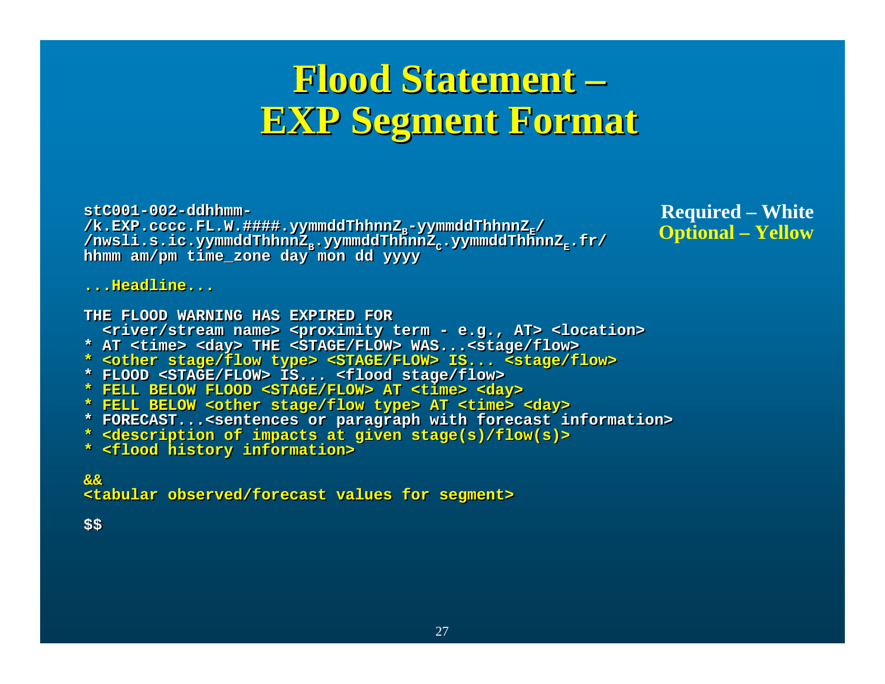# Flood Statement – EXP Segment Format

Required – White
Optional – Yellow

```
stC001-002-ddhhmm-
/k.EXP.cccc.FL.W.####.yymmddThhnnZB-yymmddThhnnZE/
/nwsli.s.ic.yymmddThhnnZB.yymmddThhnnZC.yymmddThhnnZE.fr/
hhmm am/pm time_zone day mon dd yyyy

...Headline...

THE FLOOD WARNING HAS EXPIRED FOR
  <river/stream name> <proximity term - e.g., AT> <location>
* AT <time> <day> THE <STAGE/FLOW> WAS...<stage/flow>
* <other stage/flow type> <STAGE/FLOW> IS... <stage/flow>
* FLOOD <STAGE/FLOW> IS... <flood stage/flow>
* FELL BELOW FLOOD <STAGE/FLOW> AT <time> <day>
* FELL BELOW <other stage/flow type> AT <time> <day>
* FORECAST...<sentences or paragraph with forecast information>
* <description of impacts at given stage(s)/flow(s)>
* <flood history information>

&&
<tabular observed/forecast values for segment>

$$
```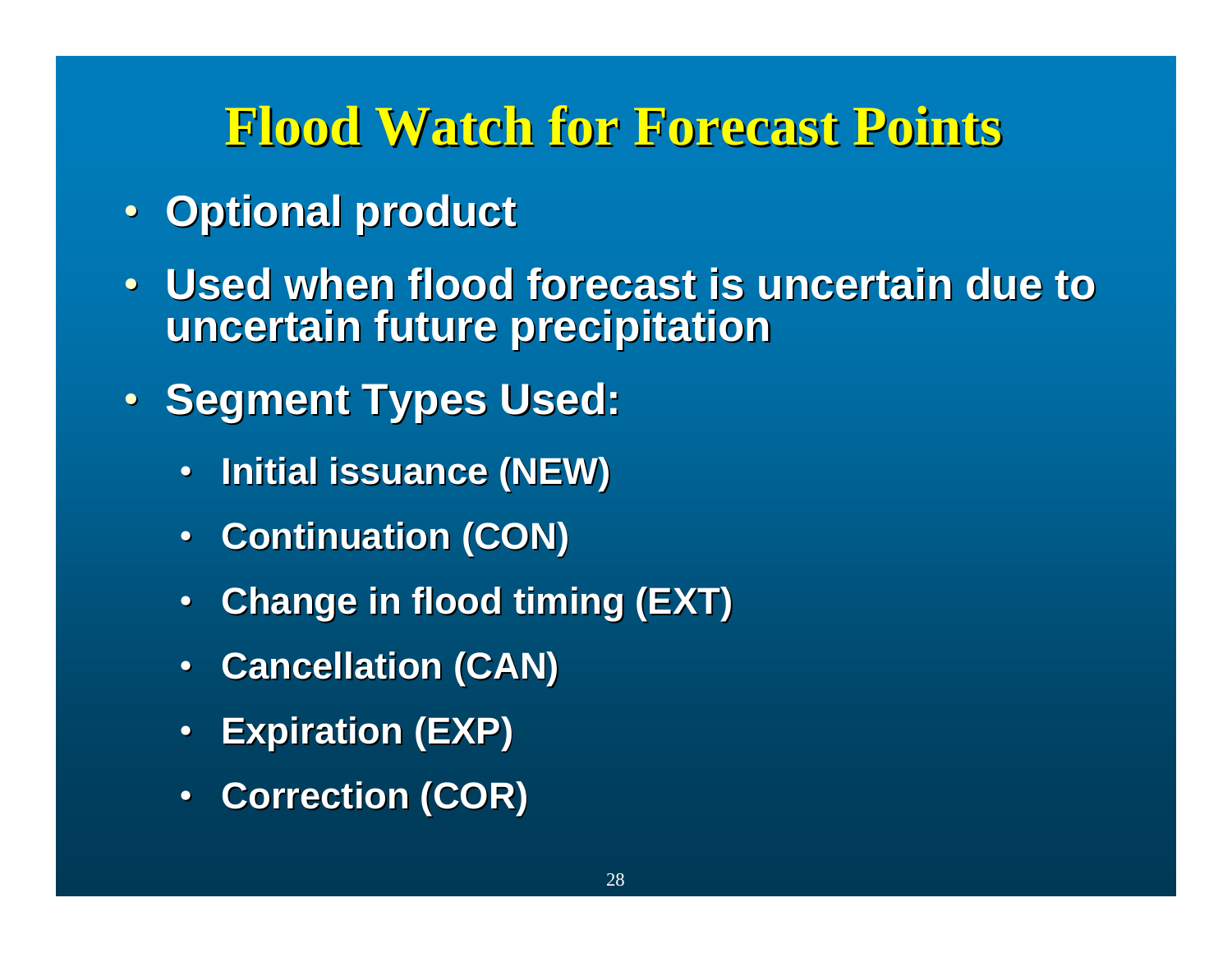# Flood Watch for Forecast Points

- Optional product
- Used when flood forecast is uncertain due to uncertain future precipitation
- Segment Types Used:
  - Initial issuance (NEW)
  - Continuation (CON)
  - Change in flood timing (EXT)
  - Cancellation (CAN)
  - Expiration (EXP)
  - Correction (COR)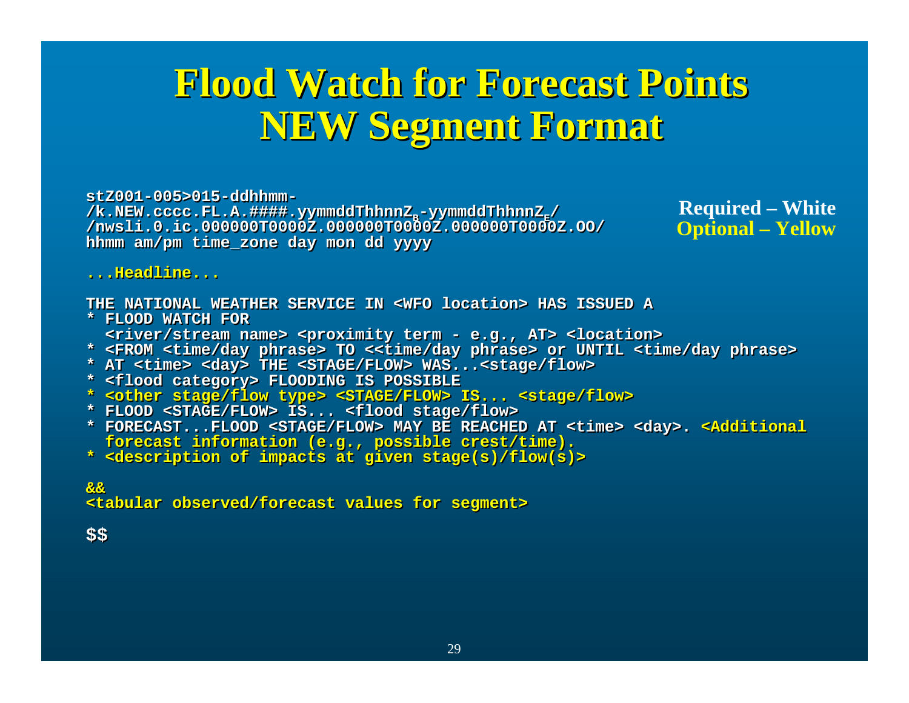# Flood Watch for Forecast Points NEW Segment Format

**Required – White**
**Optional – Yellow**

```
stZ001-005>015-ddhhmm-
/k.NEW.cccc.FL.A.####.yymmddThhnnZB-yymmddThhnnZE/
/nwsli.0.ic.000000T0000Z.000000T0000Z.000000T0000Z.OO/
hhmm am/pm time_zone day mon dd yyyy

...Headline...

THE NATIONAL WEATHER SERVICE IN <WFO location> HAS ISSUED A
* FLOOD WATCH FOR
  <river/stream name> <proximity term - e.g., AT> <location>
* <FROM <time/day phrase> TO <<time/day phrase> or UNTIL <time/day phrase>
* AT <time> <day> THE <STAGE/FLOW> WAS...<stage/flow>
* <flood category> FLOODING IS POSSIBLE
* <other stage/flow type> <STAGE/FLOW> IS... <stage/flow>
* FLOOD <STAGE/FLOW> IS... <flood stage/flow>
* FORECAST...FLOOD <STAGE/FLOW> MAY BE REACHED AT <time> <day>. <Additional
  forecast information (e.g., possible crest/time).
* <description of impacts at given stage(s)/flow(s)>

&&
<tabular observed/forecast values for segment>

$$
```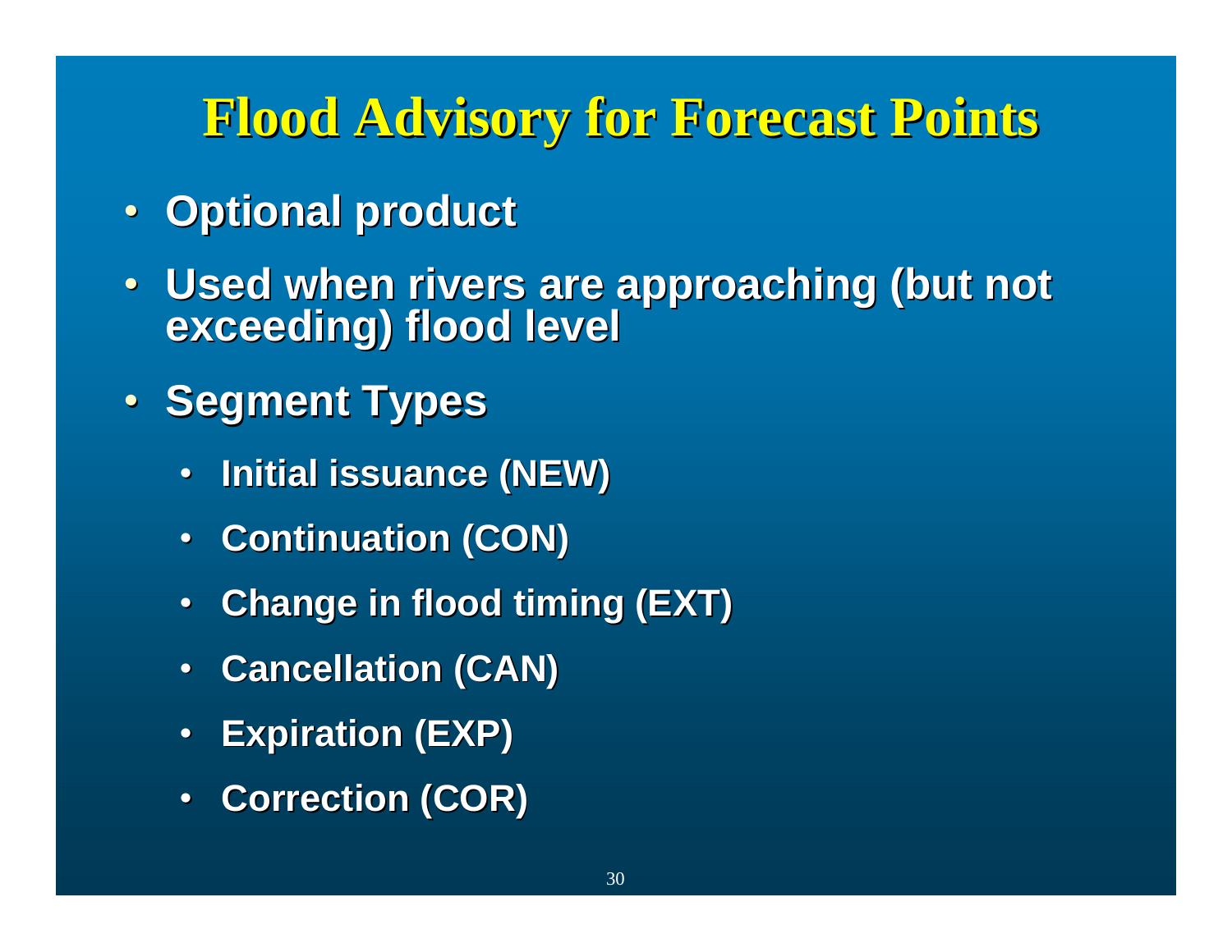# Flood Advisory for Forecast Points

- **Optional product**
- **Used when rivers are approaching (but not exceeding) flood level**
- **Segment Types**
  - **Initial issuance (NEW)**
  - **Continuation (CON)**
  - **Change in flood timing (EXT)**
  - **Cancellation (CAN)**
  - **Expiration (EXP)**
  - **Correction (COR)**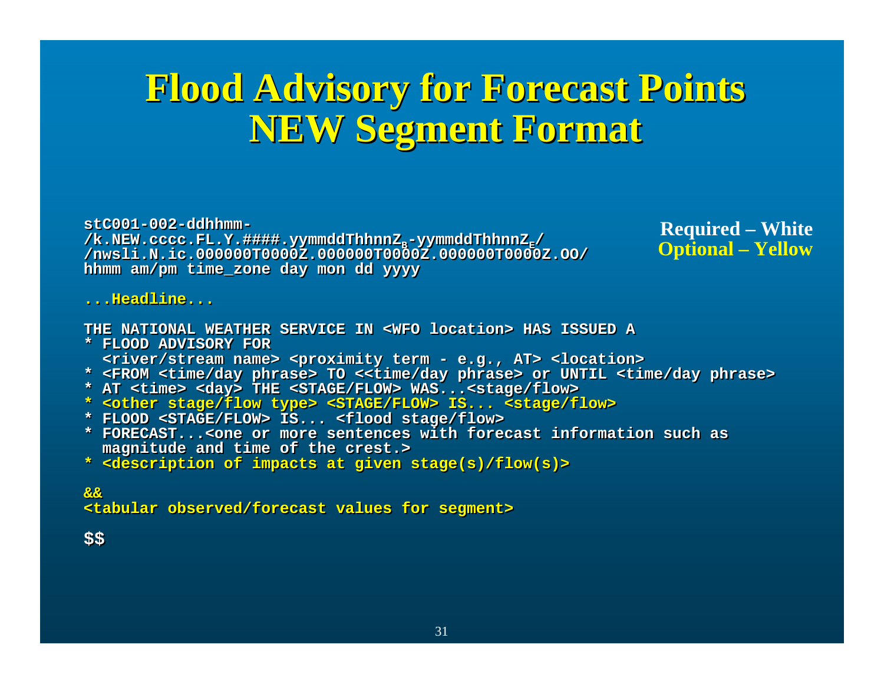# Flood Advisory for Forecast Points NEW Segment Format

**Required – White**
**Optional – Yellow**

```
stC001-002-ddhhmm-
/k.NEW.cccc.FL.Y.####.yymmddThhnnZB-yymmddThhnnZE/
/nwsli.N.ic.000000T0000Z.000000T0000Z.000000T0000Z.OO/
hhmm am/pm time_zone day mon dd yyyy

...Headline...

THE NATIONAL WEATHER SERVICE IN <WFO location> HAS ISSUED A
* FLOOD ADVISORY FOR
  <river/stream name> <proximity term - e.g., AT> <location>
* <FROM <time/day phrase> TO <<time/day phrase> or UNTIL <time/day phrase>
* AT <time> <day> THE <STAGE/FLOW> WAS...<stage/flow>
* <other stage/flow type> <STAGE/FLOW> IS... <stage/flow>
* FLOOD <STAGE/FLOW> IS... <flood stage/flow>
* FORECAST...<one or more sentences with forecast information such as
  magnitude and time of the crest.>
* <description of impacts at given stage(s)/flow(s)>

&&
<tabular observed/forecast values for segment>

$$
```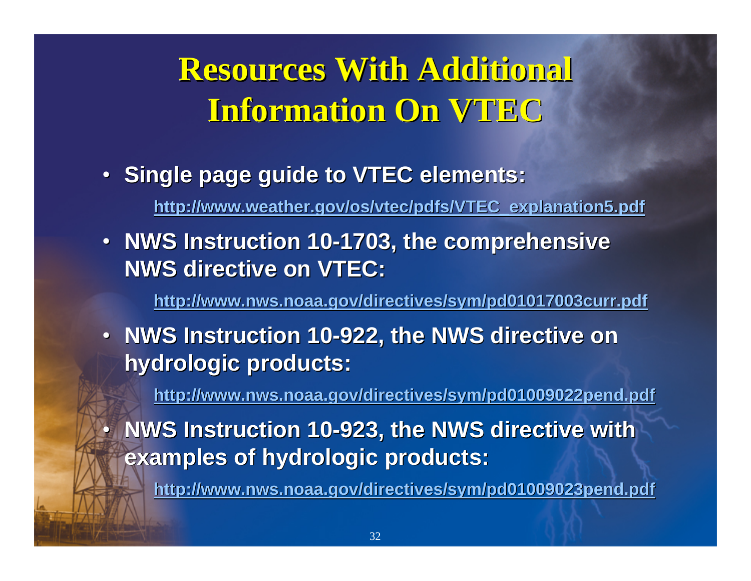# Resources With Additional Information On VTEC

- **Single page guide to VTEC elements:**

  http://www.weather.gov/os/vtec/pdfs/VTEC_explanation5.pdf

- **NWS Instruction 10-1703, the comprehensive NWS directive on VTEC:**

  http://www.nws.noaa.gov/directives/sym/pd01017003curr.pdf

- **NWS Instruction 10-922, the NWS directive on hydrologic products:**

  http://www.nws.noaa.gov/directives/sym/pd01009022pend.pdf

- **NWS Instruction 10-923, the NWS directive with examples of hydrologic products:**

  http://www.nws.noaa.gov/directives/sym/pd01009023pend.pdf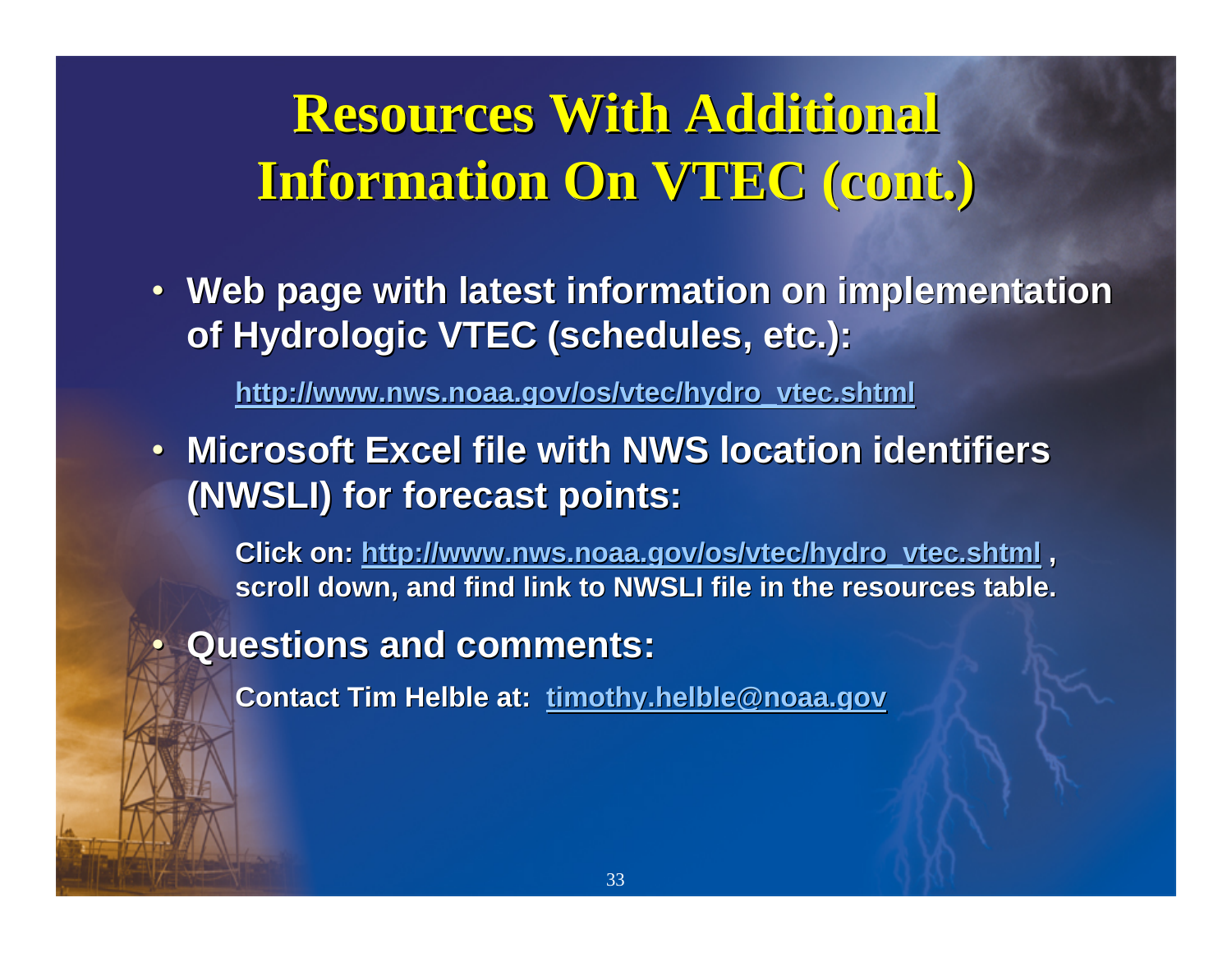# Resources With Additional Information On VTEC (cont.)

- **Web page with latest information on implementation of Hydrologic VTEC (schedules, etc.):**

  **http://www.nws.noaa.gov/os/vtec/hydro_vtec.shtml**

- **Microsoft Excel file with NWS location identifiers (NWSLI) for forecast points:**

  **Click on: http://www.nws.noaa.gov/os/vtec/hydro_vtec.shtml , scroll down, and find link to NWSLI file in the resources table.**

- **Questions and comments:**

  **Contact Tim Helble at: timothy.helble@noaa.gov**